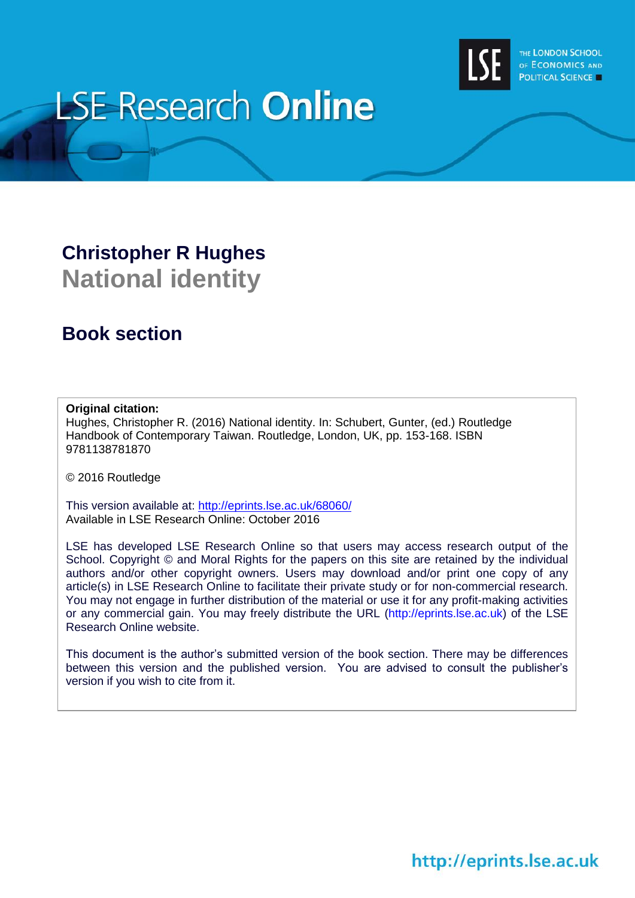# LSE Research Online

THE LONDON SCHOOL OF ECONOMICS AND POLITICAL SCIENCE

## Christopher R Hughes

## National identity

## Book section

**Original citation:**
Hughes, Christopher R. (2016) National identity. In: Schubert, Gunter, (ed.) Routledge Handbook of Contemporary Taiwan. Routledge, London, UK, pp. 153-168. ISBN 9781138781870

© 2016 Routledge

This version available at: http://eprints.lse.ac.uk/68060/
Available in LSE Research Online: October 2016

LSE has developed LSE Research Online so that users may access research output of the School. Copyright © and Moral Rights for the papers on this site are retained by the individual authors and/or other copyright owners. Users may download and/or print one copy of any article(s) in LSE Research Online to facilitate their private study or for non-commercial research. You may not engage in further distribution of the material or use it for any profit-making activities or any commercial gain. You may freely distribute the URL (http://eprints.lse.ac.uk) of the LSE Research Online website.

This document is the author's submitted version of the book section. There may be differences between this version and the published version. You are advised to consult the publisher's version if you wish to cite from it.

http://eprints.lse.ac.uk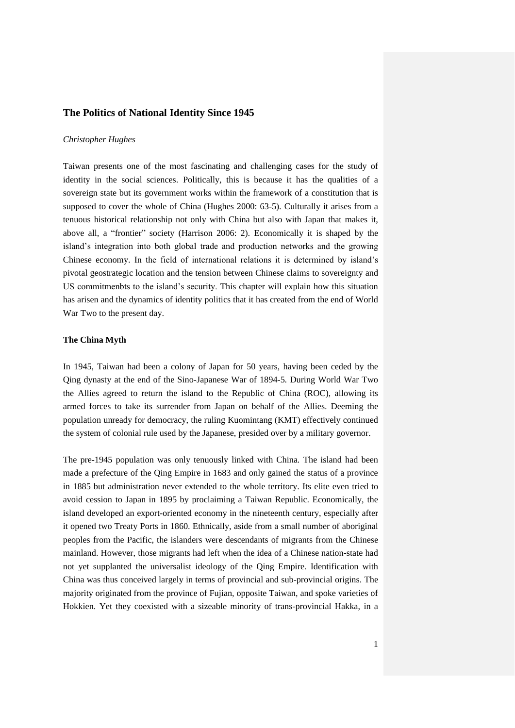## The Politics of National Identity Since 1945

*Christopher Hughes*

Taiwan presents one of the most fascinating and challenging cases for the study of identity in the social sciences. Politically, this is because it has the qualities of a sovereign state but its government works within the framework of a constitution that is supposed to cover the whole of China (Hughes 2000: 63-5). Culturally it arises from a tenuous historical relationship not only with China but also with Japan that makes it, above all, a "frontier" society (Harrison 2006: 2). Economically it is shaped by the island's integration into both global trade and production networks and the growing Chinese economy. In the field of international relations it is determined by island's pivotal geostrategic location and the tension between Chinese claims to sovereignty and US commitmenbts to the island's security. This chapter will explain how this situation has arisen and the dynamics of identity politics that it has created from the end of World War Two to the present day.

### The China Myth

In 1945, Taiwan had been a colony of Japan for 50 years, having been ceded by the Qing dynasty at the end of the Sino-Japanese War of 1894-5. During World War Two the Allies agreed to return the island to the Republic of China (ROC), allowing its armed forces to take its surrender from Japan on behalf of the Allies. Deeming the population unready for democracy, the ruling Kuomintang (KMT) effectively continued the system of colonial rule used by the Japanese, presided over by a military governor.

The pre-1945 population was only tenuously linked with China. The island had been made a prefecture of the Qing Empire in 1683 and only gained the status of a province in 1885 but administration never extended to the whole territory. Its elite even tried to avoid cession to Japan in 1895 by proclaiming a Taiwan Republic. Economically, the island developed an export-oriented economy in the nineteenth century, especially after it opened two Treaty Ports in 1860. Ethnically, aside from a small number of aboriginal peoples from the Pacific, the islanders were descendants of migrants from the Chinese mainland. However, those migrants had left when the idea of a Chinese nation-state had not yet supplanted the universalist ideology of the Qing Empire. Identification with China was thus conceived largely in terms of provincial and sub-provincial origins. The majority originated from the province of Fujian, opposite Taiwan, and spoke varieties of Hokkien. Yet they coexisted with a sizeable minority of trans-provincial Hakka, in a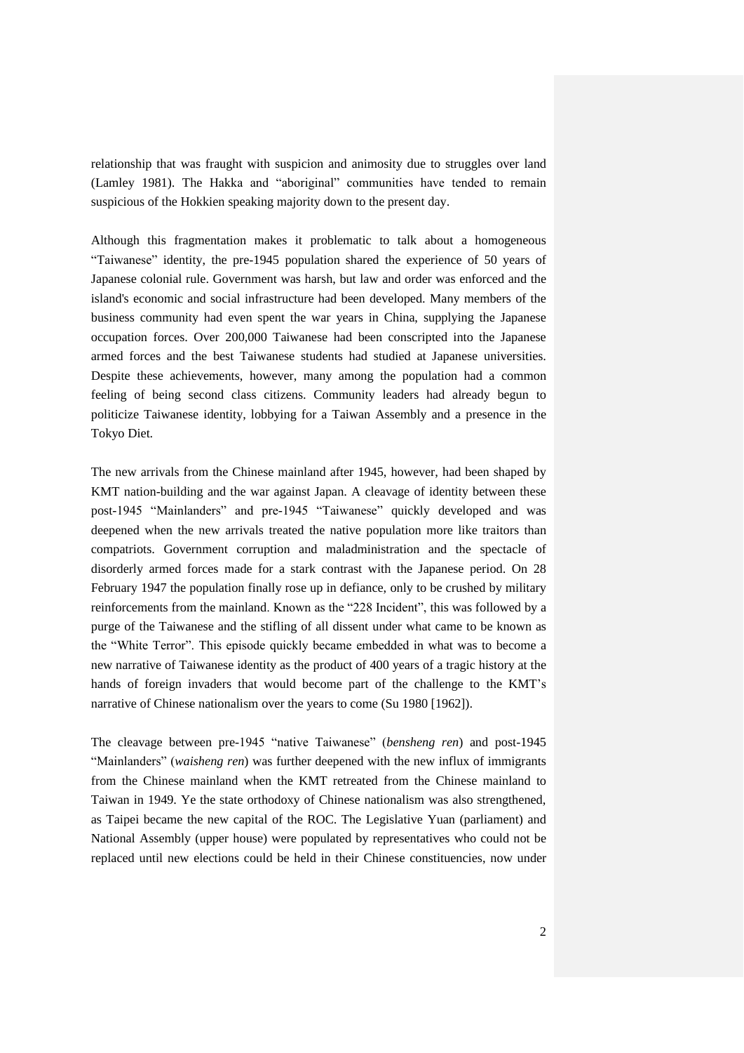relationship that was fraught with suspicion and animosity due to struggles over land (Lamley 1981). The Hakka and "aboriginal" communities have tended to remain suspicious of the Hokkien speaking majority down to the present day.

Although this fragmentation makes it problematic to talk about a homogeneous "Taiwanese" identity, the pre-1945 population shared the experience of 50 years of Japanese colonial rule. Government was harsh, but law and order was enforced and the island's economic and social infrastructure had been developed. Many members of the business community had even spent the war years in China, supplying the Japanese occupation forces. Over 200,000 Taiwanese had been conscripted into the Japanese armed forces and the best Taiwanese students had studied at Japanese universities. Despite these achievements, however, many among the population had a common feeling of being second class citizens. Community leaders had already begun to politicize Taiwanese identity, lobbying for a Taiwan Assembly and a presence in the Tokyo Diet.

The new arrivals from the Chinese mainland after 1945, however, had been shaped by KMT nation-building and the war against Japan. A cleavage of identity between these post-1945 "Mainlanders" and pre-1945 "Taiwanese" quickly developed and was deepened when the new arrivals treated the native population more like traitors than compatriots. Government corruption and maladministration and the spectacle of disorderly armed forces made for a stark contrast with the Japanese period. On 28 February 1947 the population finally rose up in defiance, only to be crushed by military reinforcements from the mainland. Known as the "228 Incident", this was followed by a purge of the Taiwanese and the stifling of all dissent under what came to be known as the "White Terror". This episode quickly became embedded in what was to become a new narrative of Taiwanese identity as the product of 400 years of a tragic history at the hands of foreign invaders that would become part of the challenge to the KMT's narrative of Chinese nationalism over the years to come (Su 1980 [1962]).

The cleavage between pre-1945 "native Taiwanese" (*bensheng ren*) and post-1945 "Mainlanders" (*waisheng ren*) was further deepened with the new influx of immigrants from the Chinese mainland when the KMT retreated from the Chinese mainland to Taiwan in 1949. Ye the state orthodoxy of Chinese nationalism was also strengthened, as Taipei became the new capital of the ROC. The Legislative Yuan (parliament) and National Assembly (upper house) were populated by representatives who could not be replaced until new elections could be held in their Chinese constituencies, now under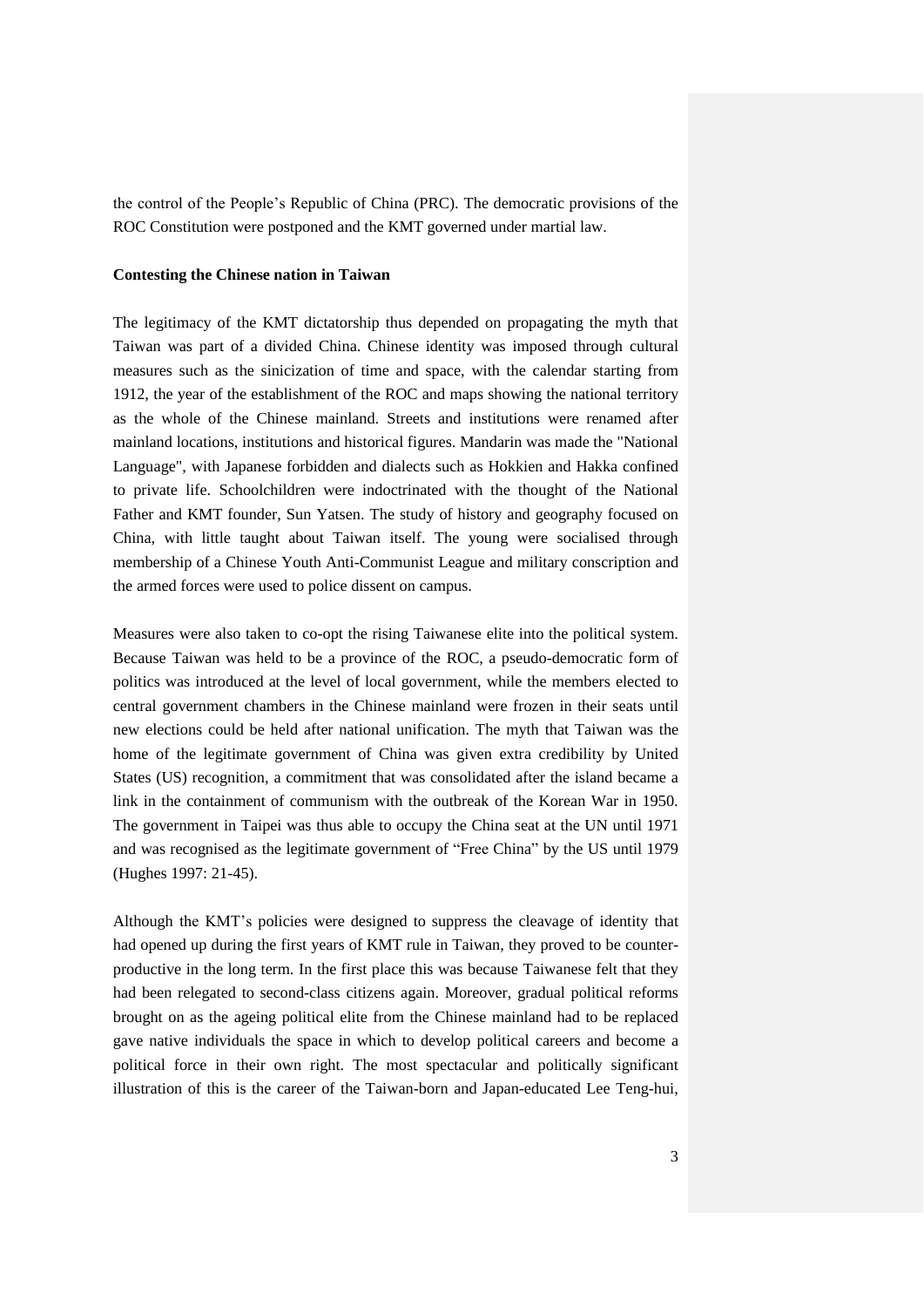the control of the People's Republic of China (PRC). The democratic provisions of the ROC Constitution were postponed and the KMT governed under martial law.

**Contesting the Chinese nation in Taiwan**

The legitimacy of the KMT dictatorship thus depended on propagating the myth that Taiwan was part of a divided China. Chinese identity was imposed through cultural measures such as the sinicization of time and space, with the calendar starting from 1912, the year of the establishment of the ROC and maps showing the national territory as the whole of the Chinese mainland. Streets and institutions were renamed after mainland locations, institutions and historical figures. Mandarin was made the "National Language", with Japanese forbidden and dialects such as Hokkien and Hakka confined to private life. Schoolchildren were indoctrinated with the thought of the National Father and KMT founder, Sun Yatsen. The study of history and geography focused on China, with little taught about Taiwan itself. The young were socialised through membership of a Chinese Youth Anti-Communist League and military conscription and the armed forces were used to police dissent on campus.

Measures were also taken to co-opt the rising Taiwanese elite into the political system. Because Taiwan was held to be a province of the ROC, a pseudo-democratic form of politics was introduced at the level of local government, while the members elected to central government chambers in the Chinese mainland were frozen in their seats until new elections could be held after national unification. The myth that Taiwan was the home of the legitimate government of China was given extra credibility by United States (US) recognition, a commitment that was consolidated after the island became a link in the containment of communism with the outbreak of the Korean War in 1950. The government in Taipei was thus able to occupy the China seat at the UN until 1971 and was recognised as the legitimate government of "Free China" by the US until 1979 (Hughes 1997: 21-45).

Although the KMT's policies were designed to suppress the cleavage of identity that had opened up during the first years of KMT rule in Taiwan, they proved to be counter-productive in the long term. In the first place this was because Taiwanese felt that they had been relegated to second-class citizens again. Moreover, gradual political reforms brought on as the ageing political elite from the Chinese mainland had to be replaced gave native individuals the space in which to develop political careers and become a political force in their own right. The most spectacular and politically significant illustration of this is the career of the Taiwan-born and Japan-educated Lee Teng-hui,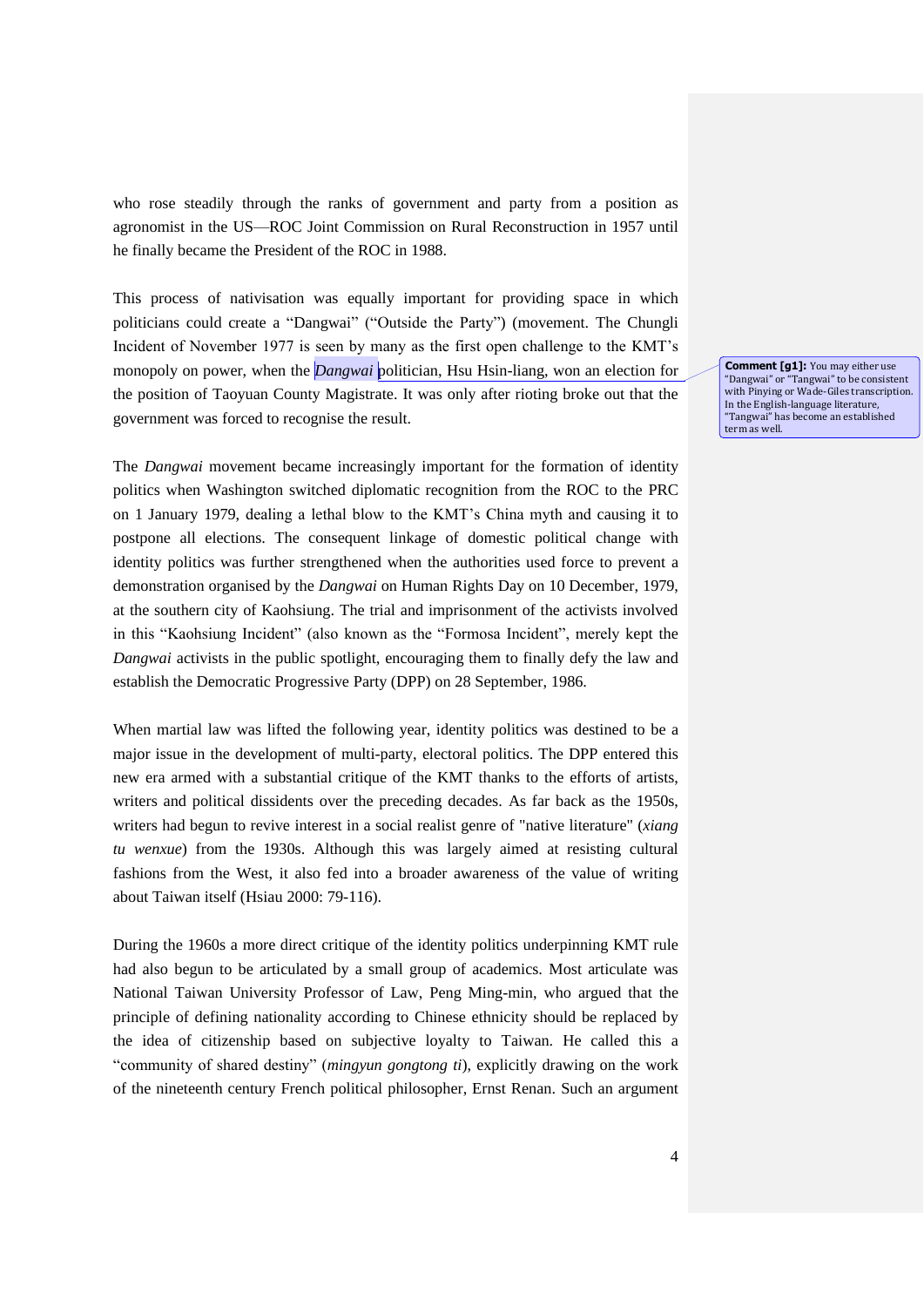who rose steadily through the ranks of government and party from a position as agronomist in the US—ROC Joint Commission on Rural Reconstruction in 1957 until he finally became the President of the ROC in 1988.

This process of nativisation was equally important for providing space in which politicians could create a "Dangwai" ("Outside the Party") (movement. The Chungli Incident of November 1977 is seen by many as the first open challenge to the KMT's monopoly on power, when the *Dangwai* politician, Hsu Hsin-liang, won an election for the position of Taoyuan County Magistrate. It was only after rioting broke out that the government was forced to recognise the result.

**Comment [g1]:** You may either use "Dangwai" or "Tangwai" to be consistent with Pinying or Wade-Giles transcription. In the English-language literature, "Tangwai" has become an established term as well.

The *Dangwai* movement became increasingly important for the formation of identity politics when Washington switched diplomatic recognition from the ROC to the PRC on 1 January 1979, dealing a lethal blow to the KMT's China myth and causing it to postpone all elections. The consequent linkage of domestic political change with identity politics was further strengthened when the authorities used force to prevent a demonstration organised by the *Dangwai* on Human Rights Day on 10 December, 1979, at the southern city of Kaohsiung. The trial and imprisonment of the activists involved in this "Kaohsiung Incident" (also known as the "Formosa Incident", merely kept the *Dangwai* activists in the public spotlight, encouraging them to finally defy the law and establish the Democratic Progressive Party (DPP) on 28 September, 1986.

When martial law was lifted the following year, identity politics was destined to be a major issue in the development of multi-party, electoral politics. The DPP entered this new era armed with a substantial critique of the KMT thanks to the efforts of artists, writers and political dissidents over the preceding decades. As far back as the 1950s, writers had begun to revive interest in a social realist genre of "native literature" (*xiang tu wenxue*) from the 1930s. Although this was largely aimed at resisting cultural fashions from the West, it also fed into a broader awareness of the value of writing about Taiwan itself (Hsiau 2000: 79-116).

During the 1960s a more direct critique of the identity politics underpinning KMT rule had also begun to be articulated by a small group of academics. Most articulate was National Taiwan University Professor of Law, Peng Ming-min, who argued that the principle of defining nationality according to Chinese ethnicity should be replaced by the idea of citizenship based on subjective loyalty to Taiwan. He called this a "community of shared destiny" (*mingyun gongtong ti*), explicitly drawing on the work of the nineteenth century French political philosopher, Ernst Renan. Such an argument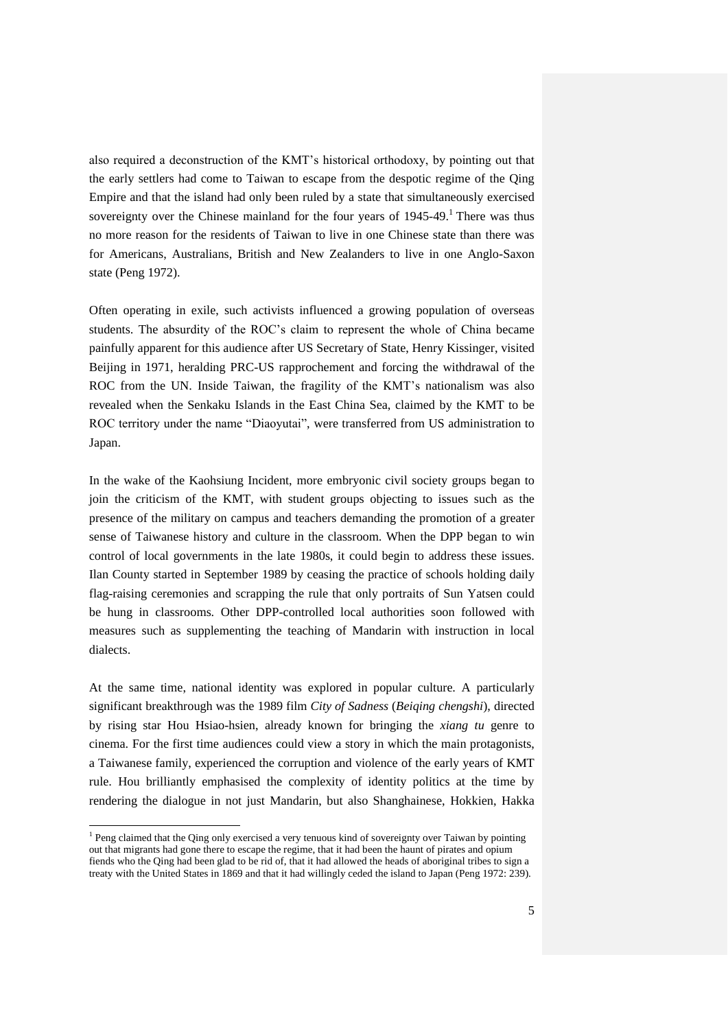also required a deconstruction of the KMT's historical orthodoxy, by pointing out that the early settlers had come to Taiwan to escape from the despotic regime of the Qing Empire and that the island had only been ruled by a state that simultaneously exercised sovereignty over the Chinese mainland for the four years of 1945-49.[1] There was thus no more reason for the residents of Taiwan to live in one Chinese state than there was for Americans, Australians, British and New Zealanders to live in one Anglo-Saxon state (Peng 1972).

Often operating in exile, such activists influenced a growing population of overseas students. The absurdity of the ROC's claim to represent the whole of China became painfully apparent for this audience after US Secretary of State, Henry Kissinger, visited Beijing in 1971, heralding PRC-US rapprochement and forcing the withdrawal of the ROC from the UN. Inside Taiwan, the fragility of the KMT's nationalism was also revealed when the Senkaku Islands in the East China Sea, claimed by the KMT to be ROC territory under the name "Diaoyutai", were transferred from US administration to Japan.

In the wake of the Kaohsiung Incident, more embryonic civil society groups began to join the criticism of the KMT, with student groups objecting to issues such as the presence of the military on campus and teachers demanding the promotion of a greater sense of Taiwanese history and culture in the classroom. When the DPP began to win control of local governments in the late 1980s, it could begin to address these issues. Ilan County started in September 1989 by ceasing the practice of schools holding daily flag-raising ceremonies and scrapping the rule that only portraits of Sun Yatsen could be hung in classrooms. Other DPP-controlled local authorities soon followed with measures such as supplementing the teaching of Mandarin with instruction in local dialects.

At the same time, national identity was explored in popular culture. A particularly significant breakthrough was the 1989 film *City of Sadness* (*Beiqing chengshi*), directed by rising star Hou Hsiao-hsien, already known for bringing the *xiang tu* genre to cinema. For the first time audiences could view a story in which the main protagonists, a Taiwanese family, experienced the corruption and violence of the early years of KMT rule. Hou brilliantly emphasised the complexity of identity politics at the time by rendering the dialogue in not just Mandarin, but also Shanghainese, Hokkien, Hakka

[1] Peng claimed that the Qing only exercised a very tenuous kind of sovereignty over Taiwan by pointing out that migrants had gone there to escape the regime, that it had been the haunt of pirates and opium fiends who the Qing had been glad to be rid of, that it had allowed the heads of aboriginal tribes to sign a treaty with the United States in 1869 and that it had willingly ceded the island to Japan (Peng 1972: 239).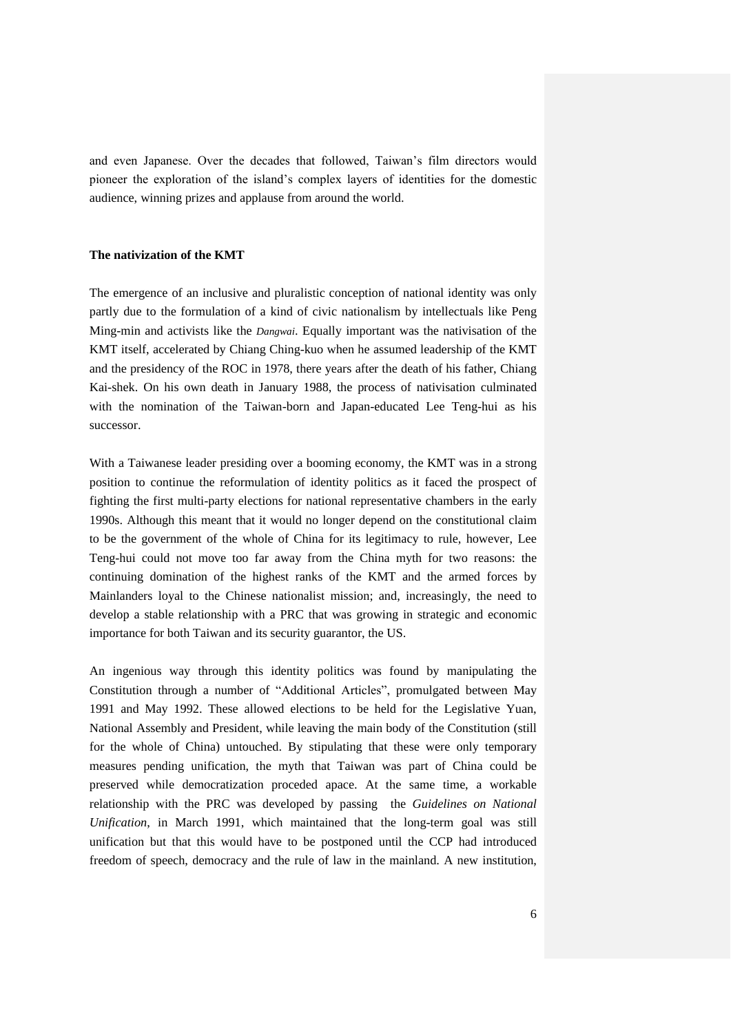and even Japanese. Over the decades that followed, Taiwan's film directors would pioneer the exploration of the island's complex layers of identities for the domestic audience, winning prizes and applause from around the world.

**The nativization of the KMT**

The emergence of an inclusive and pluralistic conception of national identity was only partly due to the formulation of a kind of civic nationalism by intellectuals like Peng Ming-min and activists like the *Dangwai*. Equally important was the nativisation of the KMT itself, accelerated by Chiang Ching-kuo when he assumed leadership of the KMT and the presidency of the ROC in 1978, there years after the death of his father, Chiang Kai-shek. On his own death in January 1988, the process of nativisation culminated with the nomination of the Taiwan-born and Japan-educated Lee Teng-hui as his successor.

With a Taiwanese leader presiding over a booming economy, the KMT was in a strong position to continue the reformulation of identity politics as it faced the prospect of fighting the first multi-party elections for national representative chambers in the early 1990s. Although this meant that it would no longer depend on the constitutional claim to be the government of the whole of China for its legitimacy to rule, however, Lee Teng-hui could not move too far away from the China myth for two reasons: the continuing domination of the highest ranks of the KMT and the armed forces by Mainlanders loyal to the Chinese nationalist mission; and, increasingly, the need to develop a stable relationship with a PRC that was growing in strategic and economic importance for both Taiwan and its security guarantor, the US.

An ingenious way through this identity politics was found by manipulating the Constitution through a number of "Additional Articles", promulgated between May 1991 and May 1992. These allowed elections to be held for the Legislative Yuan, National Assembly and President, while leaving the main body of the Constitution (still for the whole of China) untouched. By stipulating that these were only temporary measures pending unification, the myth that Taiwan was part of China could be preserved while democratization proceded apace. At the same time, a workable relationship with the PRC was developed by passing the *Guidelines on National Unification*, in March 1991, which maintained that the long-term goal was still unification but that this would have to be postponed until the CCP had introduced freedom of speech, democracy and the rule of law in the mainland. A new institution,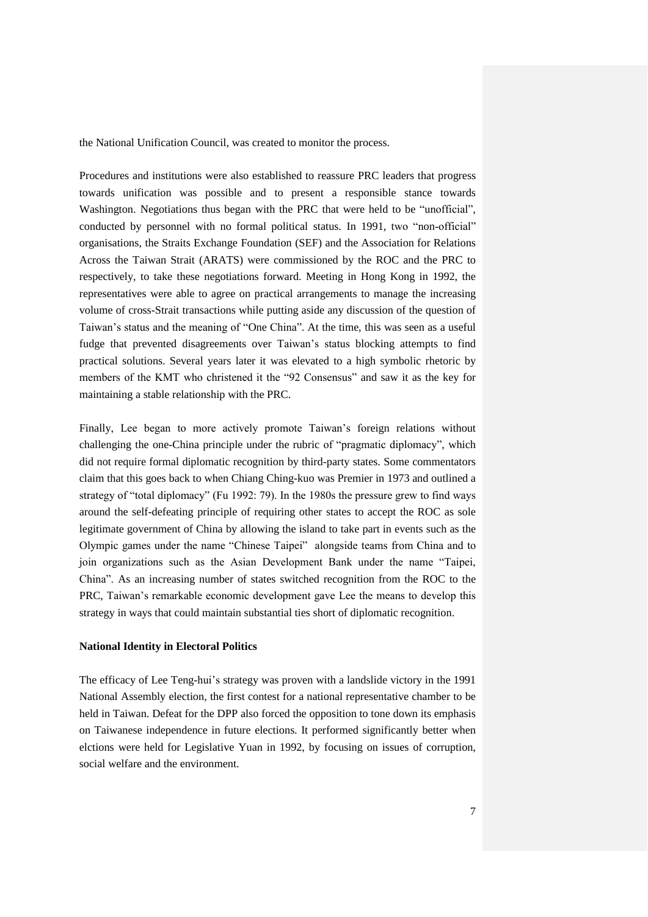the National Unification Council, was created to monitor the process.

Procedures and institutions were also established to reassure PRC leaders that progress towards unification was possible and to present a responsible stance towards Washington. Negotiations thus began with the PRC that were held to be "unofficial", conducted by personnel with no formal political status. In 1991, two "non-official" organisations, the Straits Exchange Foundation (SEF) and the Association for Relations Across the Taiwan Strait (ARATS) were commissioned by the ROC and the PRC to respectively, to take these negotiations forward. Meeting in Hong Kong in 1992, the representatives were able to agree on practical arrangements to manage the increasing volume of cross-Strait transactions while putting aside any discussion of the question of Taiwan's status and the meaning of "One China". At the time, this was seen as a useful fudge that prevented disagreements over Taiwan's status blocking attempts to find practical solutions. Several years later it was elevated to a high symbolic rhetoric by members of the KMT who christened it the "92 Consensus" and saw it as the key for maintaining a stable relationship with the PRC.

Finally, Lee began to more actively promote Taiwan's foreign relations without challenging the one-China principle under the rubric of "pragmatic diplomacy", which did not require formal diplomatic recognition by third-party states. Some commentators claim that this goes back to when Chiang Ching-kuo was Premier in 1973 and outlined a strategy of "total diplomacy" (Fu 1992: 79). In the 1980s the pressure grew to find ways around the self-defeating principle of requiring other states to accept the ROC as sole legitimate government of China by allowing the island to take part in events such as the Olympic games under the name "Chinese Taipei" alongside teams from China and to join organizations such as the Asian Development Bank under the name "Taipei, China". As an increasing number of states switched recognition from the ROC to the PRC, Taiwan's remarkable economic development gave Lee the means to develop this strategy in ways that could maintain substantial ties short of diplomatic recognition.

**National Identity in Electoral Politics**

The efficacy of Lee Teng-hui's strategy was proven with a landslide victory in the 1991 National Assembly election, the first contest for a national representative chamber to be held in Taiwan. Defeat for the DPP also forced the opposition to tone down its emphasis on Taiwanese independence in future elections. It performed significantly better when elctions were held for Legislative Yuan in 1992, by focusing on issues of corruption, social welfare and the environment.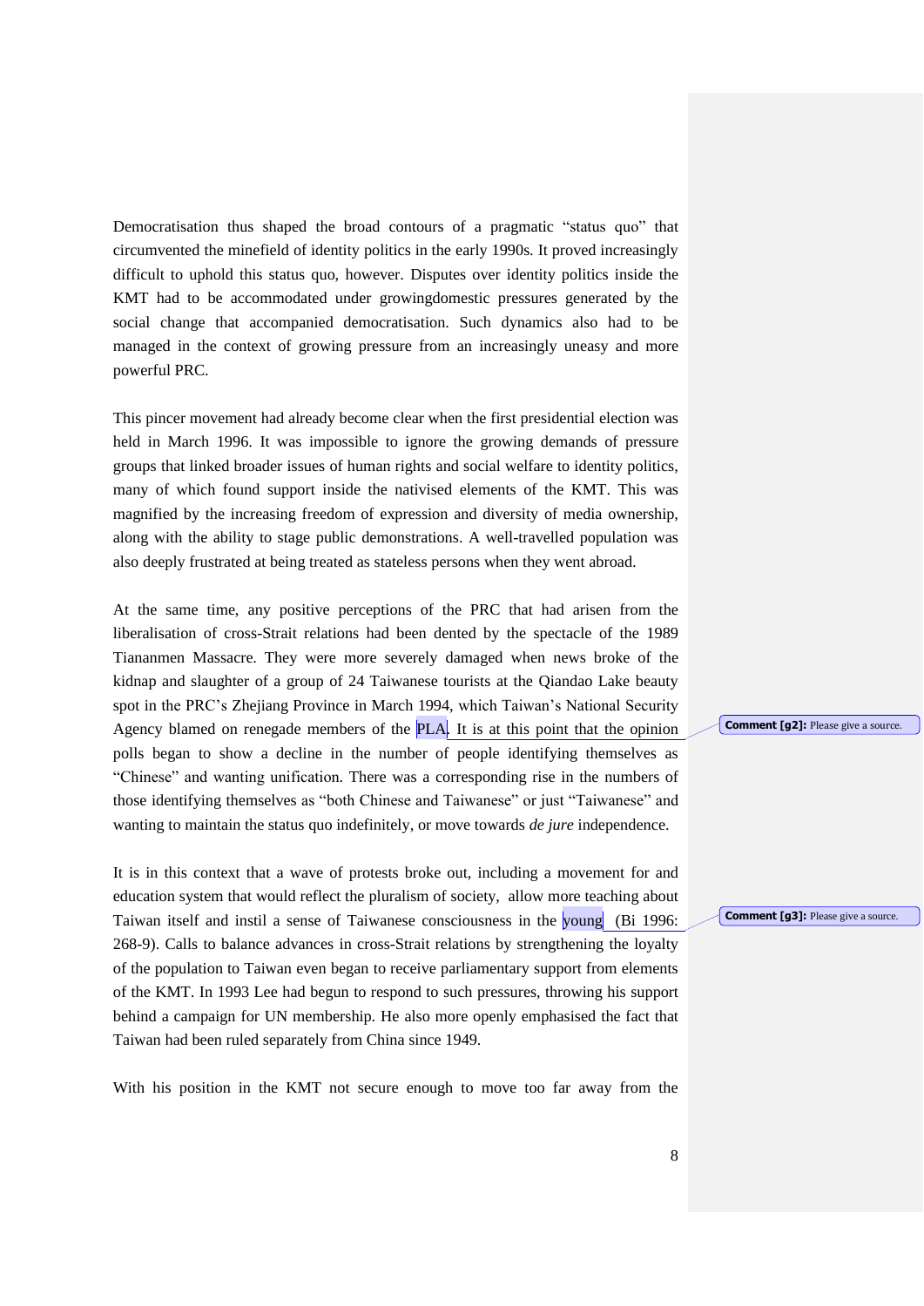Democratisation thus shaped the broad contours of a pragmatic "status quo" that circumvented the minefield of identity politics in the early 1990s. It proved increasingly difficult to uphold this status quo, however. Disputes over identity politics inside the KMT had to be accommodated under growingdomestic pressures generated by the social change that accompanied democratisation. Such dynamics also had to be managed in the context of growing pressure from an increasingly uneasy and more powerful PRC.

This pincer movement had already become clear when the first presidential election was held in March 1996. It was impossible to ignore the growing demands of pressure groups that linked broader issues of human rights and social welfare to identity politics, many of which found support inside the nativised elements of the KMT. This was magnified by the increasing freedom of expression and diversity of media ownership, along with the ability to stage public demonstrations. A well-travelled population was also deeply frustrated at being treated as stateless persons when they went abroad.

At the same time, any positive perceptions of the PRC that had arisen from the liberalisation of cross-Strait relations had been dented by the spectacle of the 1989 Tiananmen Massacre. They were more severely damaged when news broke of the kidnap and slaughter of a group of 24 Taiwanese tourists at the Qiandao Lake beauty spot in the PRC's Zhejiang Province in March 1994, which Taiwan's National Security Agency blamed on renegade members of the PLA. It is at this point that the opinion polls began to show a decline in the number of people identifying themselves as "Chinese" and wanting unification. There was a corresponding rise in the numbers of those identifying themselves as "both Chinese and Taiwanese" or just "Taiwanese" and wanting to maintain the status quo indefinitely, or move towards *de jure* independence.

It is in this context that a wave of protests broke out, including a movement for and education system that would reflect the pluralism of society, allow more teaching about Taiwan itself and instil a sense of Taiwanese consciousness in the young (Bi 1996: 268-9). Calls to balance advances in cross-Strait relations by strengthening the loyalty of the population to Taiwan even began to receive parliamentary support from elements of the KMT. In 1993 Lee had begun to respond to such pressures, throwing his support behind a campaign for UN membership. He also more openly emphasised the fact that Taiwan had been ruled separately from China since 1949.

With his position in the KMT not secure enough to move too far away from the

Comment [g2]: Please give a source.

Comment [g3]: Please give a source.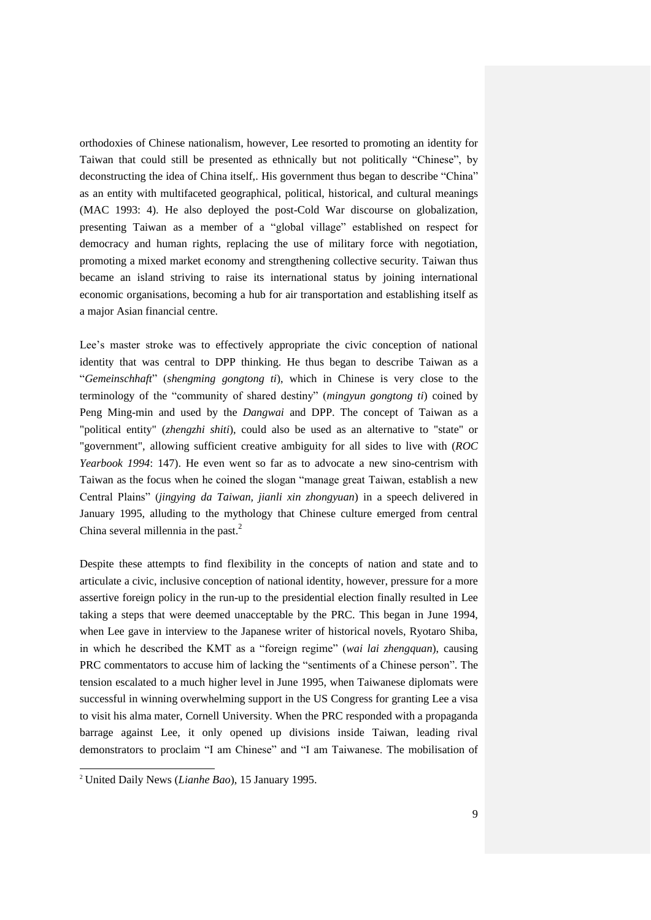orthodoxies of Chinese nationalism, however, Lee resorted to promoting an identity for Taiwan that could still be presented as ethnically but not politically "Chinese", by deconstructing the idea of China itself,. His government thus began to describe "China" as an entity with multifaceted geographical, political, historical, and cultural meanings (MAC 1993: 4). He also deployed the post-Cold War discourse on globalization, presenting Taiwan as a member of a "global village" established on respect for democracy and human rights, replacing the use of military force with negotiation, promoting a mixed market economy and strengthening collective security. Taiwan thus became an island striving to raise its international status by joining international economic organisations, becoming a hub for air transportation and establishing itself as a major Asian financial centre.

Lee's master stroke was to effectively appropriate the civic conception of national identity that was central to DPP thinking. He thus began to describe Taiwan as a "*Gemeinschhaft*" (*shengming gongtong ti*), which in Chinese is very close to the terminology of the "community of shared destiny" (*mingyun gongtong ti*) coined by Peng Ming-min and used by the *Dangwai* and DPP. The concept of Taiwan as a "political entity" (*zhengzhi shiti*), could also be used as an alternative to "state" or "government", allowing sufficient creative ambiguity for all sides to live with (*ROC Yearbook 1994*: 147). He even went so far as to advocate a new sino-centrism with Taiwan as the focus when he coined the slogan "manage great Taiwan, establish a new Central Plains" (*jingying da Taiwan, jianli xin zhongyuan*) in a speech delivered in January 1995, alluding to the mythology that Chinese culture emerged from central China several millennia in the past.[2]

Despite these attempts to find flexibility in the concepts of nation and state and to articulate a civic, inclusive conception of national identity, however, pressure for a more assertive foreign policy in the run-up to the presidential election finally resulted in Lee taking a steps that were deemed unacceptable by the PRC. This began in June 1994, when Lee gave in interview to the Japanese writer of historical novels, Ryotaro Shiba, in which he described the KMT as a "foreign regime" (*wai lai zhengquan*), causing PRC commentators to accuse him of lacking the "sentiments of a Chinese person". The tension escalated to a much higher level in June 1995, when Taiwanese diplomats were successful in winning overwhelming support in the US Congress for granting Lee a visa to visit his alma mater, Cornell University. When the PRC responded with a propaganda barrage against Lee, it only opened up divisions inside Taiwan, leading rival demonstrators to proclaim "I am Chinese" and "I am Taiwanese. The mobilisation of

[2] United Daily News (*Lianhe Bao*), 15 January 1995.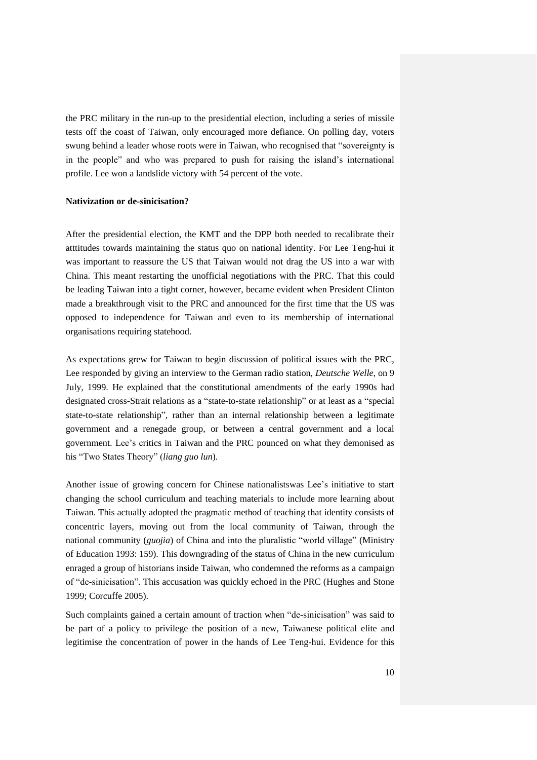the PRC military in the run-up to the presidential election, including a series of missile tests off the coast of Taiwan, only encouraged more defiance. On polling day, voters swung behind a leader whose roots were in Taiwan, who recognised that "sovereignty is in the people" and who was prepared to push for raising the island's international profile. Lee won a landslide victory with 54 percent of the vote.

**Nativization or de-sinicisation?**

After the presidential election, the KMT and the DPP both needed to recalibrate their atttitudes towards maintaining the status quo on national identity. For Lee Teng-hui it was important to reassure the US that Taiwan would not drag the US into a war with China. This meant restarting the unofficial negotiations with the PRC. That this could be leading Taiwan into a tight corner, however, became evident when President Clinton made a breakthrough visit to the PRC and announced for the first time that the US was opposed to independence for Taiwan and even to its membership of international organisations requiring statehood.

As expectations grew for Taiwan to begin discussion of political issues with the PRC, Lee responded by giving an interview to the German radio station, *Deutsche Welle*, on 9 July, 1999. He explained that the constitutional amendments of the early 1990s had designated cross-Strait relations as a "state-to-state relationship" or at least as a "special state-to-state relationship", rather than an internal relationship between a legitimate government and a renegade group, or between a central government and a local government. Lee's critics in Taiwan and the PRC pounced on what they demonised as his "Two States Theory" (*liang guo lun*).

Another issue of growing concern for Chinese nationalistswas Lee's initiative to start changing the school curriculum and teaching materials to include more learning about Taiwan. This actually adopted the pragmatic method of teaching that identity consists of concentric layers, moving out from the local community of Taiwan, through the national community (*guojia*) of China and into the pluralistic "world village" (Ministry of Education 1993: 159). This downgrading of the status of China in the new curriculum enraged a group of historians inside Taiwan, who condemned the reforms as a campaign of "de-sinicisation". This accusation was quickly echoed in the PRC (Hughes and Stone 1999; Corcuffe 2005).

Such complaints gained a certain amount of traction when "de-sinicisation" was said to be part of a policy to privilege the position of a new, Taiwanese political elite and legitimise the concentration of power in the hands of Lee Teng-hui. Evidence for this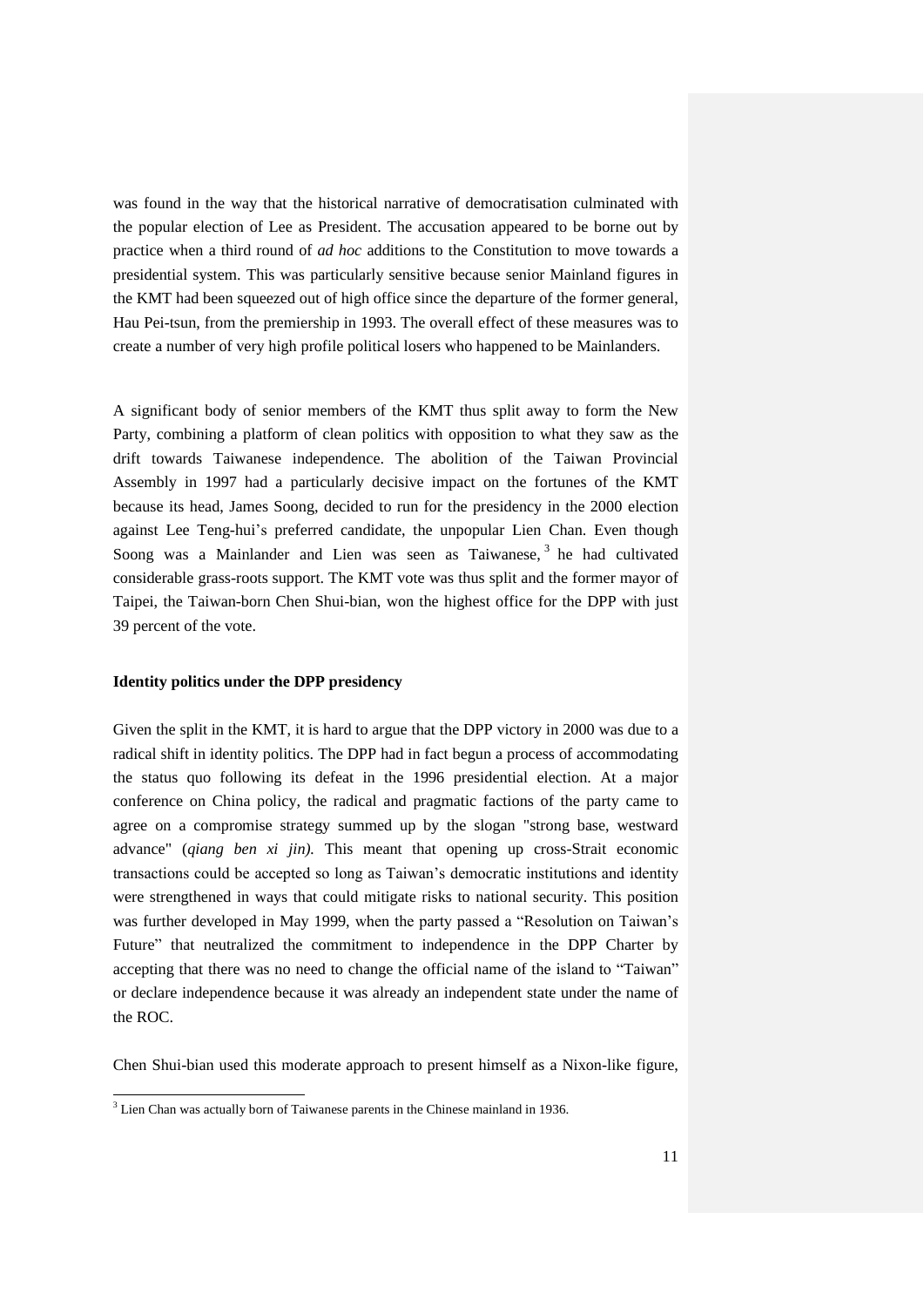was found in the way that the historical narrative of democratisation culminated with the popular election of Lee as President. The accusation appeared to be borne out by practice when a third round of *ad hoc* additions to the Constitution to move towards a presidential system. This was particularly sensitive because senior Mainland figures in the KMT had been squeezed out of high office since the departure of the former general, Hau Pei-tsun, from the premiership in 1993. The overall effect of these measures was to create a number of very high profile political losers who happened to be Mainlanders.

A significant body of senior members of the KMT thus split away to form the New Party, combining a platform of clean politics with opposition to what they saw as the drift towards Taiwanese independence. The abolition of the Taiwan Provincial Assembly in 1997 had a particularly decisive impact on the fortunes of the KMT because its head, James Soong, decided to run for the presidency in the 2000 election against Lee Teng-hui's preferred candidate, the unpopular Lien Chan. Even though Soong was a Mainlander and Lien was seen as Taiwanese,[3] he had cultivated considerable grass-roots support. The KMT vote was thus split and the former mayor of Taipei, the Taiwan-born Chen Shui-bian, won the highest office for the DPP with just 39 percent of the vote.

**Identity politics under the DPP presidency**

Given the split in the KMT, it is hard to argue that the DPP victory in 2000 was due to a radical shift in identity politics. The DPP had in fact begun a process of accommodating the status quo following its defeat in the 1996 presidential election. At a major conference on China policy, the radical and pragmatic factions of the party came to agree on a compromise strategy summed up by the slogan "strong base, westward advance" (*qiang ben xi jin).* This meant that opening up cross-Strait economic transactions could be accepted so long as Taiwan's democratic institutions and identity were strengthened in ways that could mitigate risks to national security. This position was further developed in May 1999, when the party passed a "Resolution on Taiwan's Future" that neutralized the commitment to independence in the DPP Charter by accepting that there was no need to change the official name of the island to "Taiwan" or declare independence because it was already an independent state under the name of the ROC.

Chen Shui-bian used this moderate approach to present himself as a Nixon-like figure,

[3] Lien Chan was actually born of Taiwanese parents in the Chinese mainland in 1936.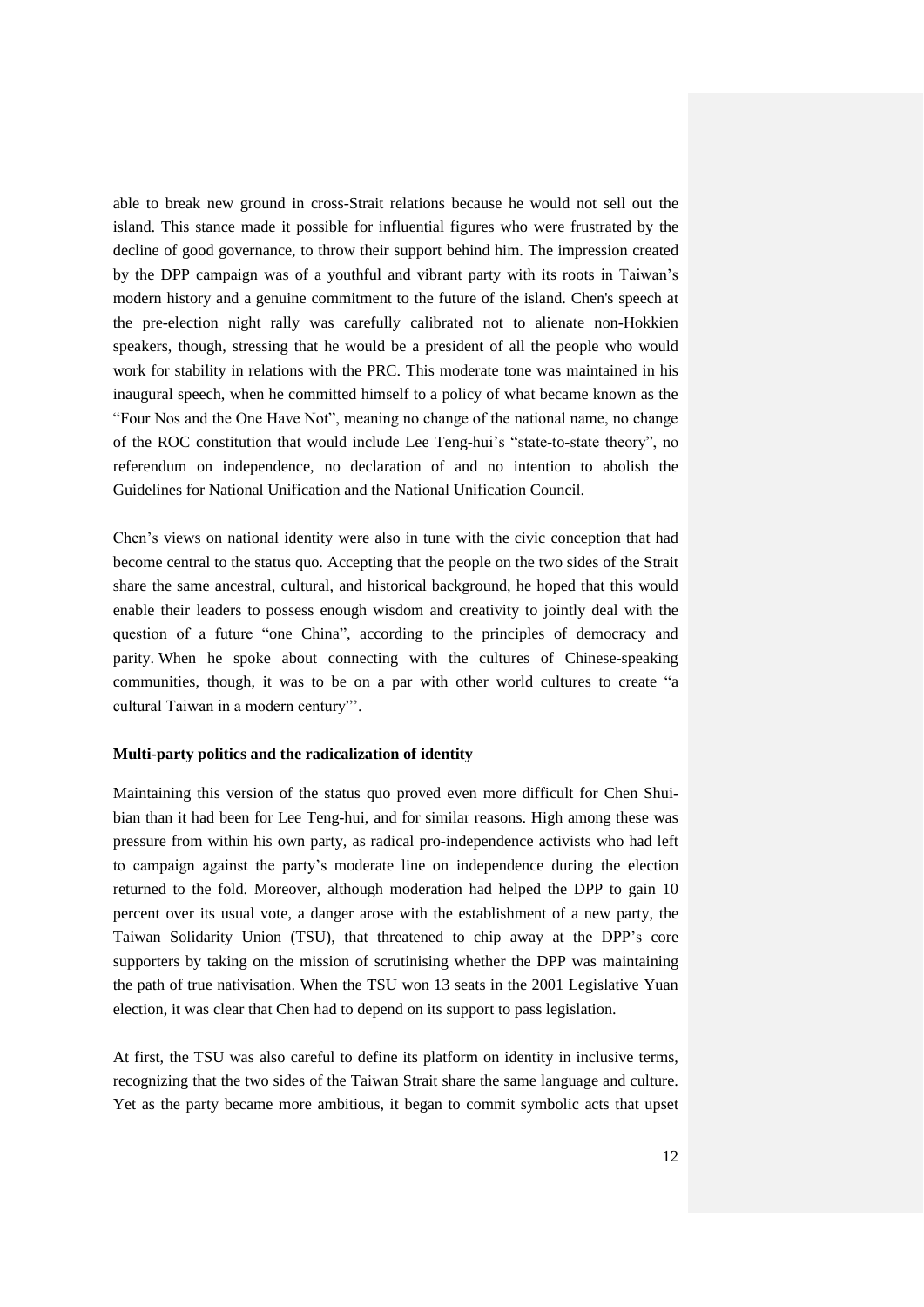able to break new ground in cross-Strait relations because he would not sell out the island. This stance made it possible for influential figures who were frustrated by the decline of good governance, to throw their support behind him. The impression created by the DPP campaign was of a youthful and vibrant party with its roots in Taiwan's modern history and a genuine commitment to the future of the island. Chen's speech at the pre-election night rally was carefully calibrated not to alienate non-Hokkien speakers, though, stressing that he would be a president of all the people who would work for stability in relations with the PRC. This moderate tone was maintained in his inaugural speech, when he committed himself to a policy of what became known as the "Four Nos and the One Have Not", meaning no change of the national name, no change of the ROC constitution that would include Lee Teng-hui's "state-to-state theory", no referendum on independence, no declaration of and no intention to abolish the Guidelines for National Unification and the National Unification Council.

Chen's views on national identity were also in tune with the civic conception that had become central to the status quo. Accepting that the people on the two sides of the Strait share the same ancestral, cultural, and historical background, he hoped that this would enable their leaders to possess enough wisdom and creativity to jointly deal with the question of a future "one China", according to the principles of democracy and parity. When he spoke about connecting with the cultures of Chinese-speaking communities, though, it was to be on a par with other world cultures to create "a cultural Taiwan in a modern century"'.

**Multi-party politics and the radicalization of identity**

Maintaining this version of the status quo proved even more difficult for Chen Shui-bian than it had been for Lee Teng-hui, and for similar reasons. High among these was pressure from within his own party, as radical pro-independence activists who had left to campaign against the party's moderate line on independence during the election returned to the fold. Moreover, although moderation had helped the DPP to gain 10 percent over its usual vote, a danger arose with the establishment of a new party, the Taiwan Solidarity Union (TSU), that threatened to chip away at the DPP's core supporters by taking on the mission of scrutinising whether the DPP was maintaining the path of true nativisation. When the TSU won 13 seats in the 2001 Legislative Yuan election, it was clear that Chen had to depend on its support to pass legislation.

At first, the TSU was also careful to define its platform on identity in inclusive terms, recognizing that the two sides of the Taiwan Strait share the same language and culture. Yet as the party became more ambitious, it began to commit symbolic acts that upset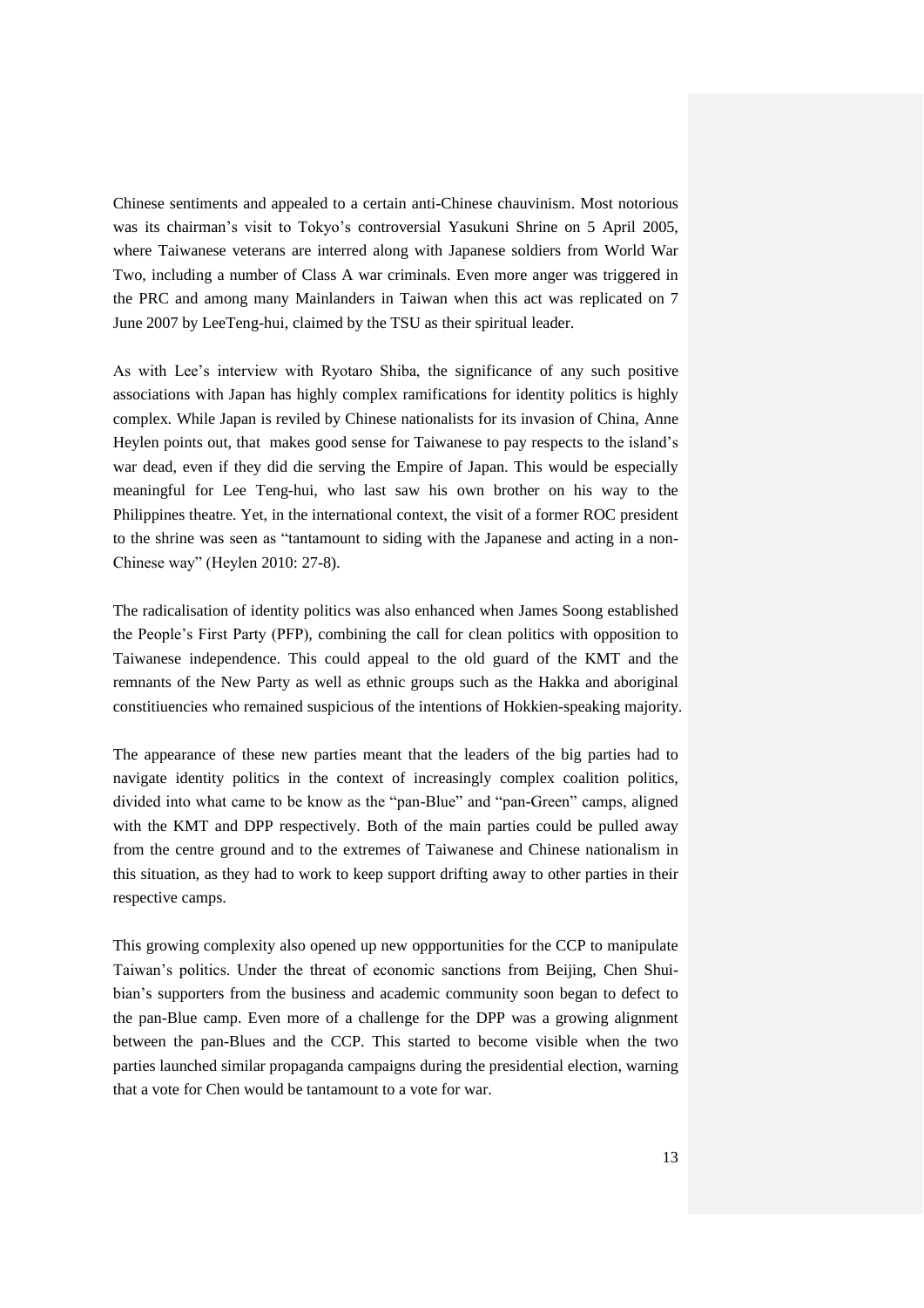Chinese sentiments and appealed to a certain anti-Chinese chauvinism. Most notorious was its chairman's visit to Tokyo's controversial Yasukuni Shrine on 5 April 2005, where Taiwanese veterans are interred along with Japanese soldiers from World War Two, including a number of Class A war criminals. Even more anger was triggered in the PRC and among many Mainlanders in Taiwan when this act was replicated on 7 June 2007 by LeeTeng-hui, claimed by the TSU as their spiritual leader.

As with Lee's interview with Ryotaro Shiba, the significance of any such positive associations with Japan has highly complex ramifications for identity politics is highly complex. While Japan is reviled by Chinese nationalists for its invasion of China, Anne Heylen points out, that makes good sense for Taiwanese to pay respects to the island's war dead, even if they did die serving the Empire of Japan. This would be especially meaningful for Lee Teng-hui, who last saw his own brother on his way to the Philippines theatre. Yet, in the international context, the visit of a former ROC president to the shrine was seen as "tantamount to siding with the Japanese and acting in a non-Chinese way" (Heylen 2010: 27-8).

The radicalisation of identity politics was also enhanced when James Soong established the People's First Party (PFP), combining the call for clean politics with opposition to Taiwanese independence. This could appeal to the old guard of the KMT and the remnants of the New Party as well as ethnic groups such as the Hakka and aboriginal constitiuencies who remained suspicious of the intentions of Hokkien-speaking majority.

The appearance of these new parties meant that the leaders of the big parties had to navigate identity politics in the context of increasingly complex coalition politics, divided into what came to be know as the "pan-Blue" and "pan-Green" camps, aligned with the KMT and DPP respectively. Both of the main parties could be pulled away from the centre ground and to the extremes of Taiwanese and Chinese nationalism in this situation, as they had to work to keep support drifting away to other parties in their respective camps.

This growing complexity also opened up new oppportunities for the CCP to manipulate Taiwan's politics. Under the threat of economic sanctions from Beijing, Chen Shui-bian's supporters from the business and academic community soon began to defect to the pan-Blue camp. Even more of a challenge for the DPP was a growing alignment between the pan-Blues and the CCP. This started to become visible when the two parties launched similar propaganda campaigns during the presidential election, warning that a vote for Chen would be tantamount to a vote for war.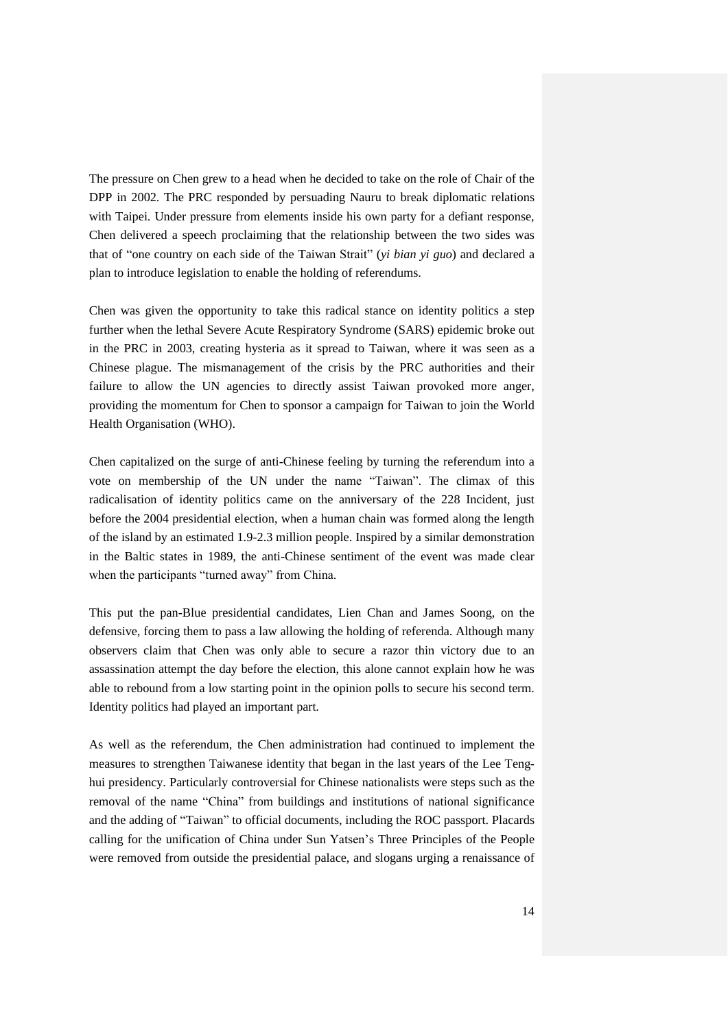The pressure on Chen grew to a head when he decided to take on the role of Chair of the DPP in 2002. The PRC responded by persuading Nauru to break diplomatic relations with Taipei. Under pressure from elements inside his own party for a defiant response, Chen delivered a speech proclaiming that the relationship between the two sides was that of "one country on each side of the Taiwan Strait" (*yi bian yi guo*) and declared a plan to introduce legislation to enable the holding of referendums.

Chen was given the opportunity to take this radical stance on identity politics a step further when the lethal Severe Acute Respiratory Syndrome (SARS) epidemic broke out in the PRC in 2003, creating hysteria as it spread to Taiwan, where it was seen as a Chinese plague. The mismanagement of the crisis by the PRC authorities and their failure to allow the UN agencies to directly assist Taiwan provoked more anger, providing the momentum for Chen to sponsor a campaign for Taiwan to join the World Health Organisation (WHO).

Chen capitalized on the surge of anti-Chinese feeling by turning the referendum into a vote on membership of the UN under the name "Taiwan". The climax of this radicalisation of identity politics came on the anniversary of the 228 Incident, just before the 2004 presidential election, when a human chain was formed along the length of the island by an estimated 1.9-2.3 million people. Inspired by a similar demonstration in the Baltic states in 1989, the anti-Chinese sentiment of the event was made clear when the participants "turned away" from China.

This put the pan-Blue presidential candidates, Lien Chan and James Soong, on the defensive, forcing them to pass a law allowing the holding of referenda. Although many observers claim that Chen was only able to secure a razor thin victory due to an assassination attempt the day before the election, this alone cannot explain how he was able to rebound from a low starting point in the opinion polls to secure his second term. Identity politics had played an important part.

As well as the referendum, the Chen administration had continued to implement the measures to strengthen Taiwanese identity that began in the last years of the Lee Teng-hui presidency. Particularly controversial for Chinese nationalists were steps such as the removal of the name "China" from buildings and institutions of national significance and the adding of "Taiwan" to official documents, including the ROC passport. Placards calling for the unification of China under Sun Yatsen's Three Principles of the People were removed from outside the presidential palace, and slogans urging a renaissance of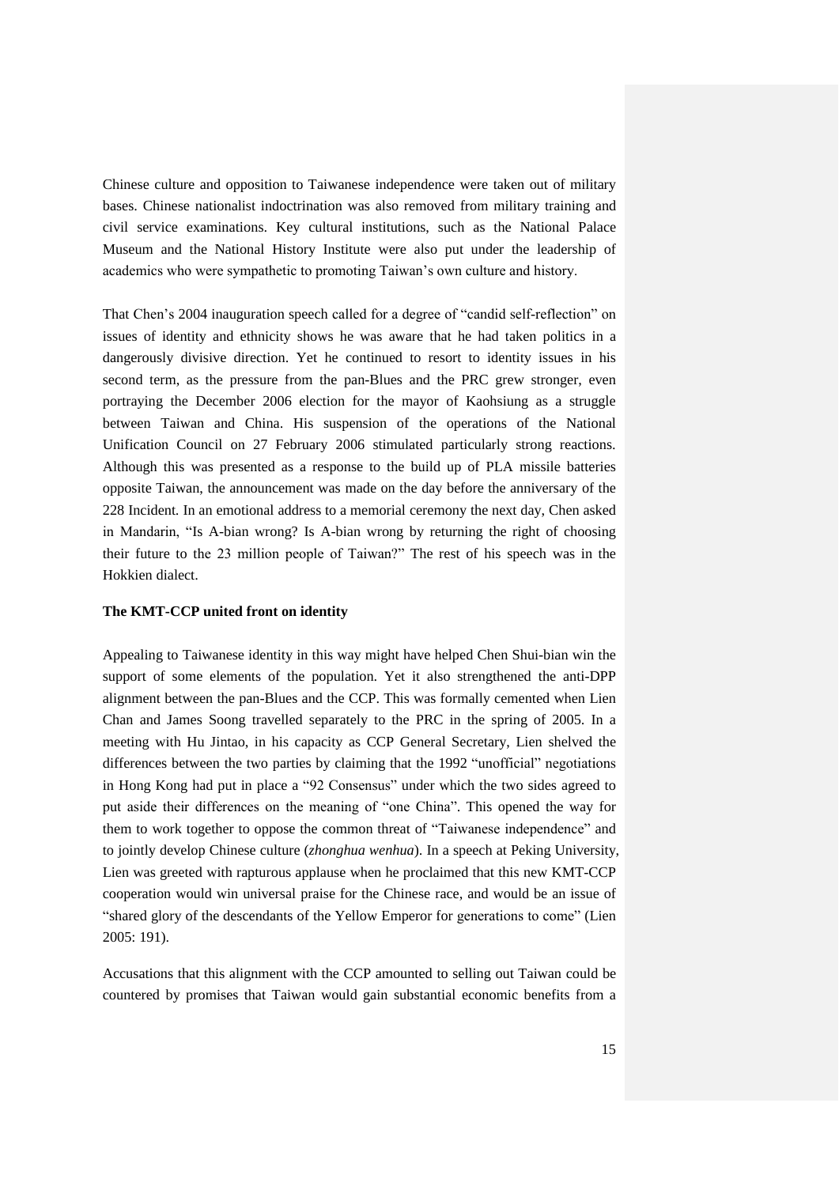Chinese culture and opposition to Taiwanese independence were taken out of military bases. Chinese nationalist indoctrination was also removed from military training and civil service examinations. Key cultural institutions, such as the National Palace Museum and the National History Institute were also put under the leadership of academics who were sympathetic to promoting Taiwan's own culture and history.

That Chen's 2004 inauguration speech called for a degree of "candid self-reflection" on issues of identity and ethnicity shows he was aware that he had taken politics in a dangerously divisive direction. Yet he continued to resort to identity issues in his second term, as the pressure from the pan-Blues and the PRC grew stronger, even portraying the December 2006 election for the mayor of Kaohsiung as a struggle between Taiwan and China. His suspension of the operations of the National Unification Council on 27 February 2006 stimulated particularly strong reactions. Although this was presented as a response to the build up of PLA missile batteries opposite Taiwan, the announcement was made on the day before the anniversary of the 228 Incident. In an emotional address to a memorial ceremony the next day, Chen asked in Mandarin, "Is A-bian wrong? Is A-bian wrong by returning the right of choosing their future to the 23 million people of Taiwan?" The rest of his speech was in the Hokkien dialect.

### The KMT-CCP united front on identity

Appealing to Taiwanese identity in this way might have helped Chen Shui-bian win the support of some elements of the population. Yet it also strengthened the anti-DPP alignment between the pan-Blues and the CCP. This was formally cemented when Lien Chan and James Soong travelled separately to the PRC in the spring of 2005. In a meeting with Hu Jintao, in his capacity as CCP General Secretary, Lien shelved the differences between the two parties by claiming that the 1992 "unofficial" negotiations in Hong Kong had put in place a "92 Consensus" under which the two sides agreed to put aside their differences on the meaning of "one China". This opened the way for them to work together to oppose the common threat of "Taiwanese independence" and to jointly develop Chinese culture (*zhonghua wenhua*). In a speech at Peking University, Lien was greeted with rapturous applause when he proclaimed that this new KMT-CCP cooperation would win universal praise for the Chinese race, and would be an issue of "shared glory of the descendants of the Yellow Emperor for generations to come" (Lien 2005: 191).

Accusations that this alignment with the CCP amounted to selling out Taiwan could be countered by promises that Taiwan would gain substantial economic benefits from a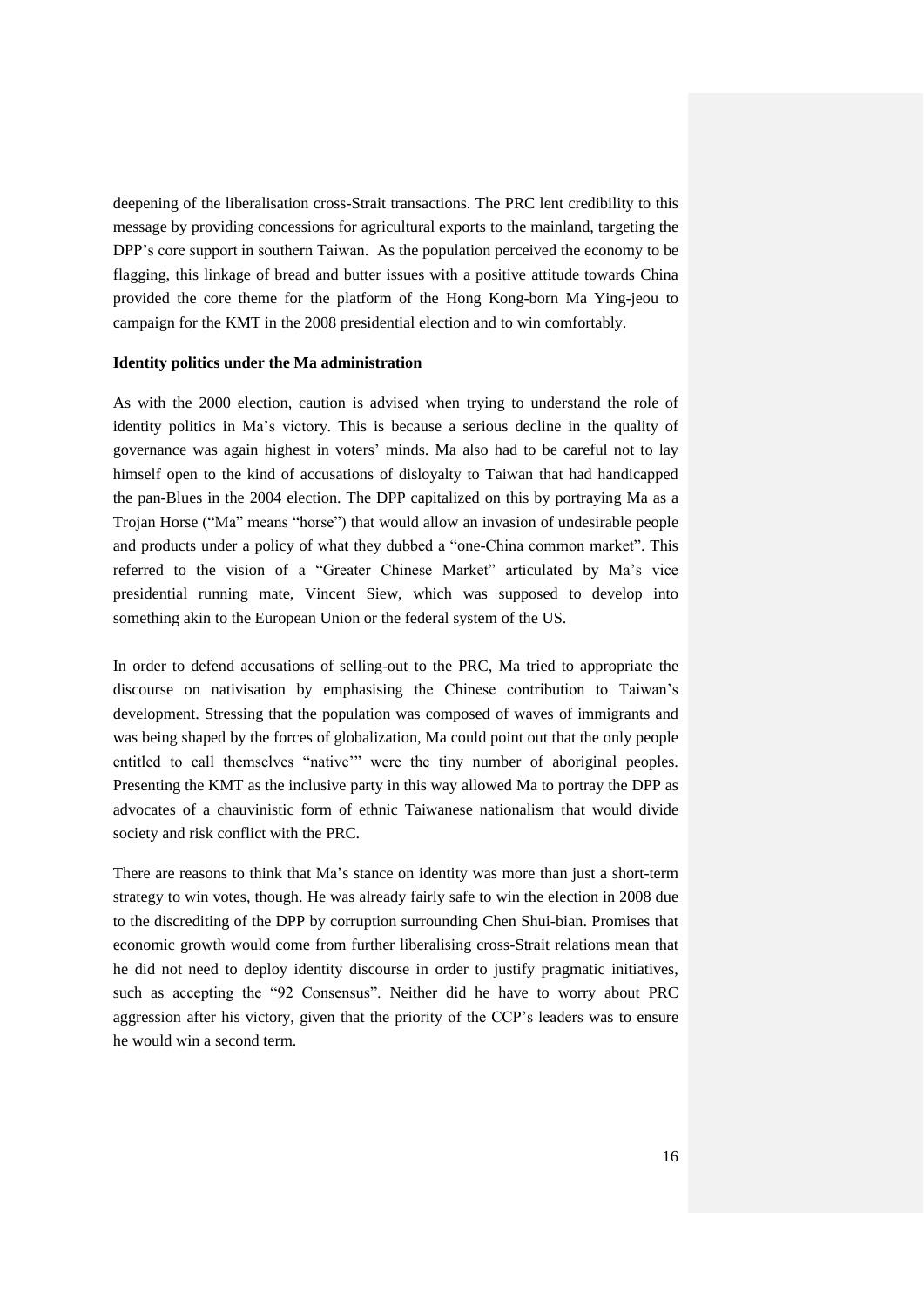deepening of the liberalisation cross-Strait transactions. The PRC lent credibility to this message by providing concessions for agricultural exports to the mainland, targeting the DPP's core support in southern Taiwan. As the population perceived the economy to be flagging, this linkage of bread and butter issues with a positive attitude towards China provided the core theme for the platform of the Hong Kong-born Ma Ying-jeou to campaign for the KMT in the 2008 presidential election and to win comfortably.

**Identity politics under the Ma administration**

As with the 2000 election, caution is advised when trying to understand the role of identity politics in Ma's victory. This is because a serious decline in the quality of governance was again highest in voters' minds. Ma also had to be careful not to lay himself open to the kind of accusations of disloyalty to Taiwan that had handicapped the pan-Blues in the 2004 election. The DPP capitalized on this by portraying Ma as a Trojan Horse ("Ma" means "horse") that would allow an invasion of undesirable people and products under a policy of what they dubbed a "one-China common market". This referred to the vision of a "Greater Chinese Market" articulated by Ma's vice presidential running mate, Vincent Siew, which was supposed to develop into something akin to the European Union or the federal system of the US.

In order to defend accusations of selling-out to the PRC, Ma tried to appropriate the discourse on nativisation by emphasising the Chinese contribution to Taiwan's development. Stressing that the population was composed of waves of immigrants and was being shaped by the forces of globalization, Ma could point out that the only people entitled to call themselves "native'" were the tiny number of aboriginal peoples. Presenting the KMT as the inclusive party in this way allowed Ma to portray the DPP as advocates of a chauvinistic form of ethnic Taiwanese nationalism that would divide society and risk conflict with the PRC.

There are reasons to think that Ma's stance on identity was more than just a short-term strategy to win votes, though. He was already fairly safe to win the election in 2008 due to the discrediting of the DPP by corruption surrounding Chen Shui-bian. Promises that economic growth would come from further liberalising cross-Strait relations mean that he did not need to deploy identity discourse in order to justify pragmatic initiatives, such as accepting the "92 Consensus". Neither did he have to worry about PRC aggression after his victory, given that the priority of the CCP's leaders was to ensure he would win a second term.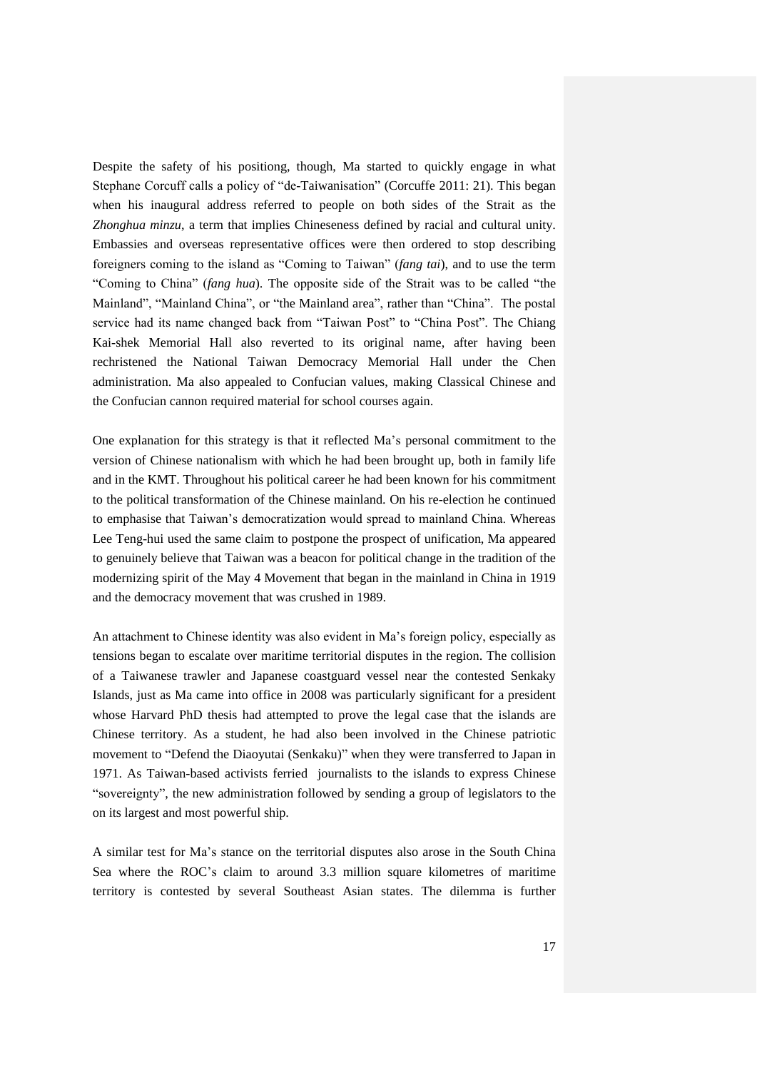Despite the safety of his positiong, though, Ma started to quickly engage in what Stephane Corcuff calls a policy of "de-Taiwanisation" (Corcuffe 2011: 21). This began when his inaugural address referred to people on both sides of the Strait as the *Zhonghua minzu*, a term that implies Chineseness defined by racial and cultural unity. Embassies and overseas representative offices were then ordered to stop describing foreigners coming to the island as "Coming to Taiwan" (*fang tai*), and to use the term "Coming to China" (*fang hua*). The opposite side of the Strait was to be called "the Mainland", "Mainland China", or "the Mainland area", rather than "China". The postal service had its name changed back from "Taiwan Post" to "China Post". The Chiang Kai-shek Memorial Hall also reverted to its original name, after having been rechristened the National Taiwan Democracy Memorial Hall under the Chen administration. Ma also appealed to Confucian values, making Classical Chinese and the Confucian cannon required material for school courses again.

One explanation for this strategy is that it reflected Ma's personal commitment to the version of Chinese nationalism with which he had been brought up, both in family life and in the KMT. Throughout his political career he had been known for his commitment to the political transformation of the Chinese mainland. On his re-election he continued to emphasise that Taiwan's democratization would spread to mainland China. Whereas Lee Teng-hui used the same claim to postpone the prospect of unification, Ma appeared to genuinely believe that Taiwan was a beacon for political change in the tradition of the modernizing spirit of the May 4 Movement that began in the mainland in China in 1919 and the democracy movement that was crushed in 1989.

An attachment to Chinese identity was also evident in Ma's foreign policy, especially as tensions began to escalate over maritime territorial disputes in the region. The collision of a Taiwanese trawler and Japanese coastguard vessel near the contested Senkaky Islands, just as Ma came into office in 2008 was particularly significant for a president whose Harvard PhD thesis had attempted to prove the legal case that the islands are Chinese territory. As a student, he had also been involved in the Chinese patriotic movement to "Defend the Diaoyutai (Senkaku)" when they were transferred to Japan in 1971. As Taiwan-based activists ferried journalists to the islands to express Chinese "sovereignty", the new administration followed by sending a group of legislators to the on its largest and most powerful ship.

A similar test for Ma's stance on the territorial disputes also arose in the South China Sea where the ROC's claim to around 3.3 million square kilometres of maritime territory is contested by several Southeast Asian states. The dilemma is further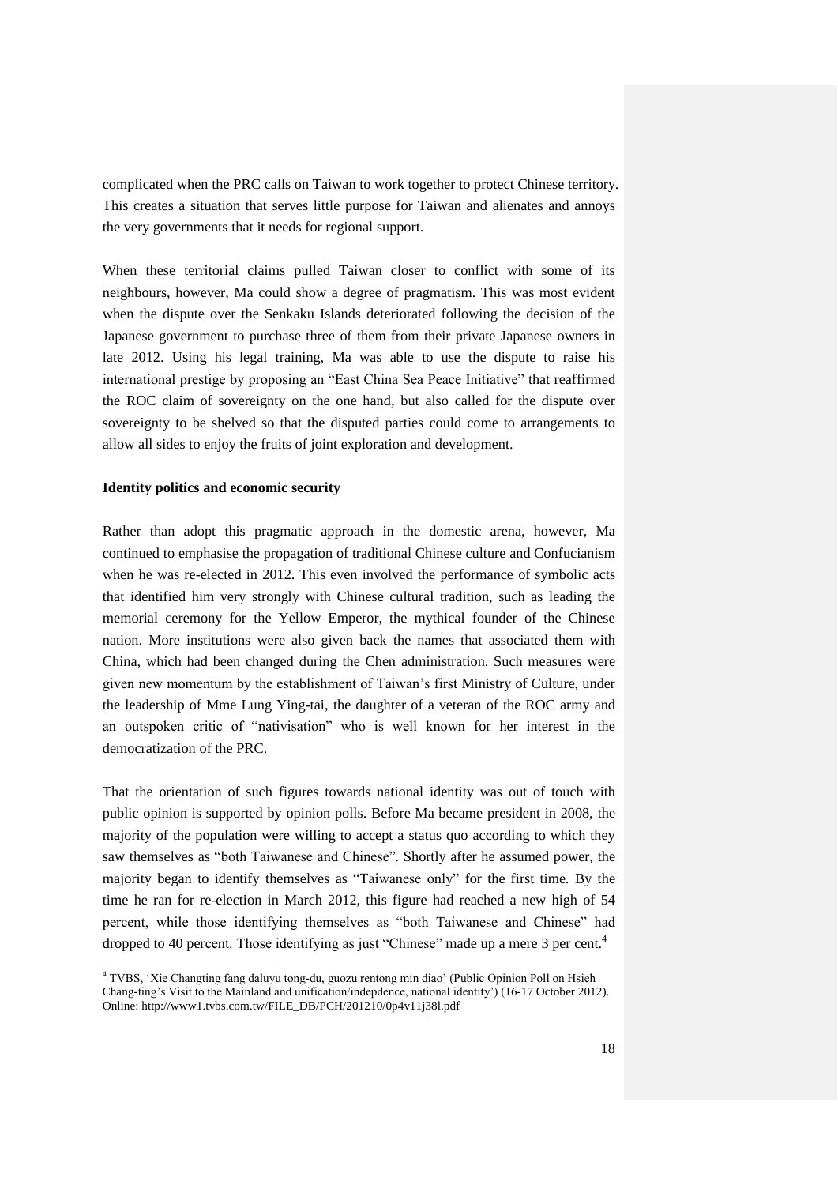complicated when the PRC calls on Taiwan to work together to protect Chinese territory. This creates a situation that serves little purpose for Taiwan and alienates and annoys the very governments that it needs for regional support.

When these territorial claims pulled Taiwan closer to conflict with some of its neighbours, however, Ma could show a degree of pragmatism. This was most evident when the dispute over the Senkaku Islands deteriorated following the decision of the Japanese government to purchase three of them from their private Japanese owners in late 2012. Using his legal training, Ma was able to use the dispute to raise his international prestige by proposing an "East China Sea Peace Initiative" that reaffirmed the ROC claim of sovereignty on the one hand, but also called for the dispute over sovereignty to be shelved so that the disputed parties could come to arrangements to allow all sides to enjoy the fruits of joint exploration and development.

**Identity politics and economic security**

Rather than adopt this pragmatic approach in the domestic arena, however, Ma continued to emphasise the propagation of traditional Chinese culture and Confucianism when he was re-elected in 2012. This even involved the performance of symbolic acts that identified him very strongly with Chinese cultural tradition, such as leading the memorial ceremony for the Yellow Emperor, the mythical founder of the Chinese nation. More institutions were also given back the names that associated them with China, which had been changed during the Chen administration. Such measures were given new momentum by the establishment of Taiwan's first Ministry of Culture, under the leadership of Mme Lung Ying-tai, the daughter of a veteran of the ROC army and an outspoken critic of "nativisation" who is well known for her interest in the democratization of the PRC.

That the orientation of such figures towards national identity was out of touch with public opinion is supported by opinion polls. Before Ma became president in 2008, the majority of the population were willing to accept a status quo according to which they saw themselves as "both Taiwanese and Chinese". Shortly after he assumed power, the majority began to identify themselves as "Taiwanese only" for the first time. By the time he ran for re-election in March 2012, this figure had reached a new high of 54 percent, while those identifying themselves as "both Taiwanese and Chinese" had dropped to 40 percent. Those identifying as just "Chinese" made up a mere 3 per cent.[4]

---

[4] TVBS, 'Xie Changting fang daluyu tong-du, guozu rentong min diao' (Public Opinion Poll on Hsieh Chang-ting's Visit to the Mainland and unification/indepdence, national identity') (16-17 October 2012). Online: http://www1.tvbs.com.tw/FILE_DB/PCH/201210/0p4v11j38l.pdf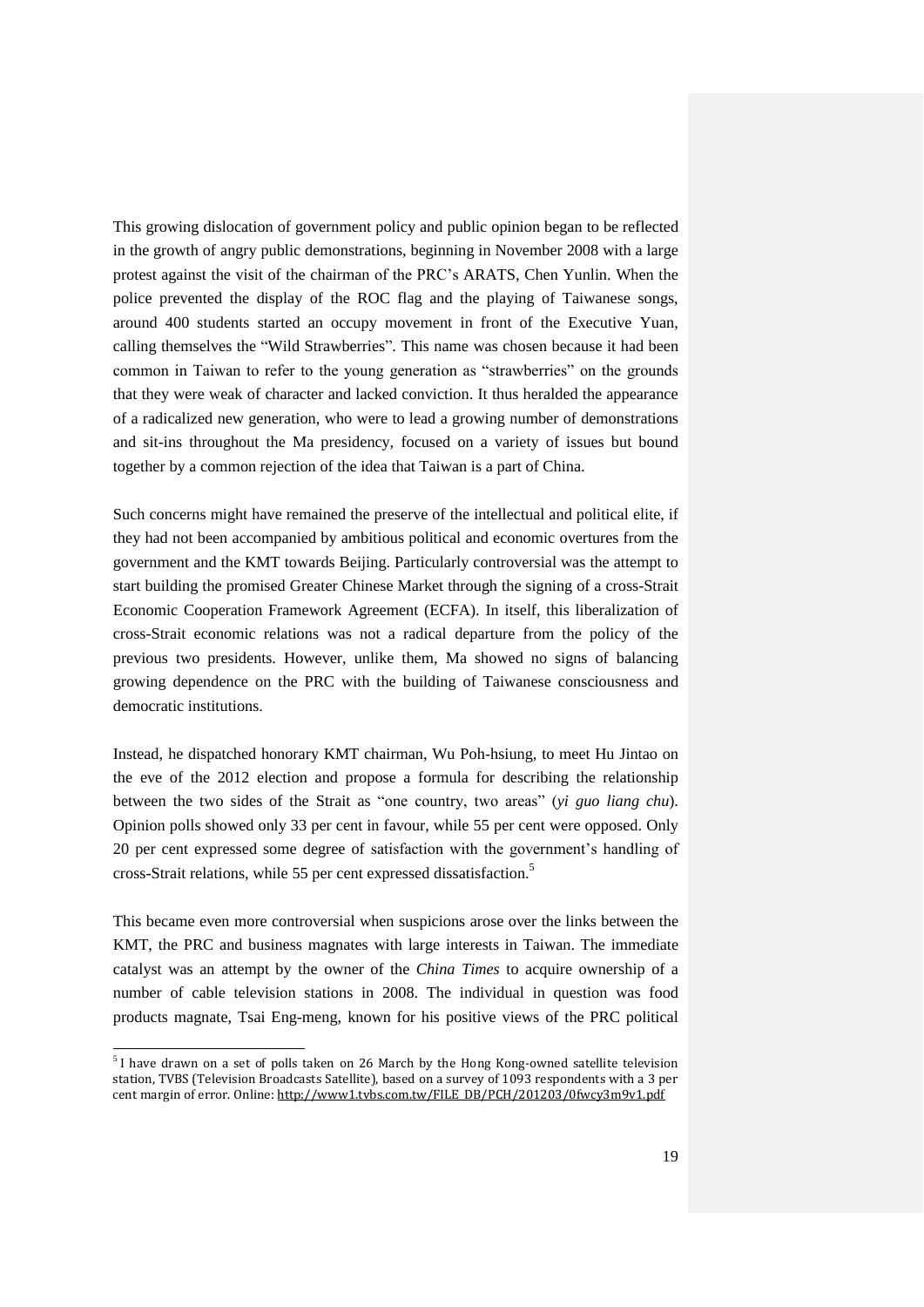This growing dislocation of government policy and public opinion began to be reflected in the growth of angry public demonstrations, beginning in November 2008 with a large protest against the visit of the chairman of the PRC's ARATS, Chen Yunlin. When the police prevented the display of the ROC flag and the playing of Taiwanese songs, around 400 students started an occupy movement in front of the Executive Yuan, calling themselves the "Wild Strawberries". This name was chosen because it had been common in Taiwan to refer to the young generation as "strawberries" on the grounds that they were weak of character and lacked conviction. It thus heralded the appearance of a radicalized new generation, who were to lead a growing number of demonstrations and sit-ins throughout the Ma presidency, focused on a variety of issues but bound together by a common rejection of the idea that Taiwan is a part of China.

Such concerns might have remained the preserve of the intellectual and political elite, if they had not been accompanied by ambitious political and economic overtures from the government and the KMT towards Beijing. Particularly controversial was the attempt to start building the promised Greater Chinese Market through the signing of a cross-Strait Economic Cooperation Framework Agreement (ECFA). In itself, this liberalization of cross-Strait economic relations was not a radical departure from the policy of the previous two presidents. However, unlike them, Ma showed no signs of balancing growing dependence on the PRC with the building of Taiwanese consciousness and democratic institutions.

Instead, he dispatched honorary KMT chairman, Wu Poh-hsiung, to meet Hu Jintao on the eve of the 2012 election and propose a formula for describing the relationship between the two sides of the Strait as "one country, two areas" (*yi guo liang chu*). Opinion polls showed only 33 per cent in favour, while 55 per cent were opposed. Only 20 per cent expressed some degree of satisfaction with the government's handling of cross-Strait relations, while 55 per cent expressed dissatisfaction.[5]

This became even more controversial when suspicions arose over the links between the KMT, the PRC and business magnates with large interests in Taiwan. The immediate catalyst was an attempt by the owner of the *China Times* to acquire ownership of a number of cable television stations in 2008. The individual in question was food products magnate, Tsai Eng-meng, known for his positive views of the PRC political

---

[5] I have drawn on a set of polls taken on 26 March by the Hong Kong-owned satellite television station, TVBS (Television Broadcasts Satellite), based on a survey of 1093 respondents with a 3 per cent margin of error. Online: http://www1.tvbs.com.tw/FILE_DB/PCH/201203/0fwcy3m9v1.pdf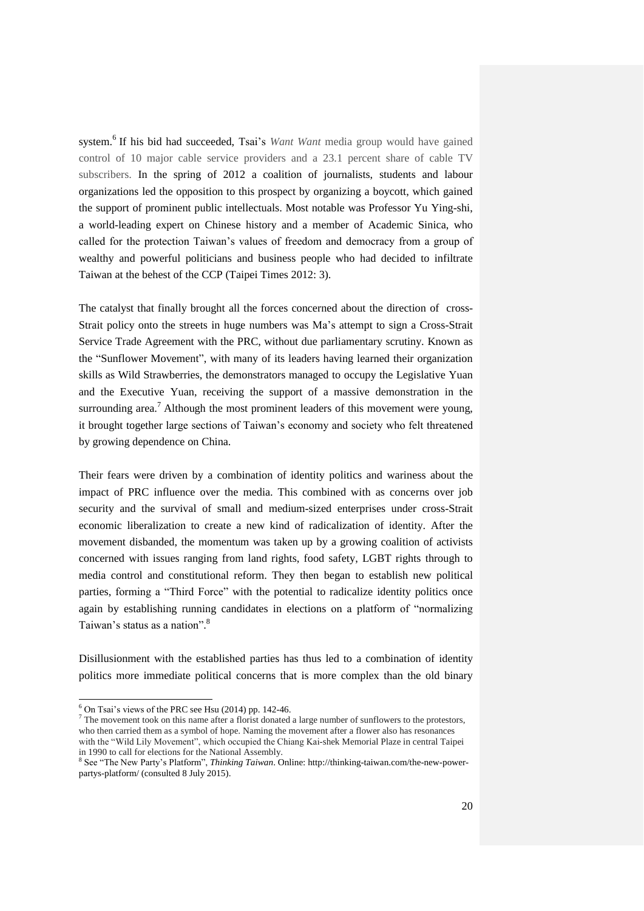system.[6] If his bid had succeeded, Tsai's *Want Want* media group would have gained control of 10 major cable service providers and a 23.1 percent share of cable TV subscribers. In the spring of 2012 a coalition of journalists, students and labour organizations led the opposition to this prospect by organizing a boycott, which gained the support of prominent public intellectuals. Most notable was Professor Yu Ying-shi, a world-leading expert on Chinese history and a member of Academic Sinica, who called for the protection Taiwan's values of freedom and democracy from a group of wealthy and powerful politicians and business people who had decided to infiltrate Taiwan at the behest of the CCP (Taipei Times 2012: 3).

The catalyst that finally brought all the forces concerned about the direction of cross-Strait policy onto the streets in huge numbers was Ma's attempt to sign a Cross-Strait Service Trade Agreement with the PRC, without due parliamentary scrutiny. Known as the "Sunflower Movement", with many of its leaders having learned their organization skills as Wild Strawberries, the demonstrators managed to occupy the Legislative Yuan and the Executive Yuan, receiving the support of a massive demonstration in the surrounding area.[7] Although the most prominent leaders of this movement were young, it brought together large sections of Taiwan's economy and society who felt threatened by growing dependence on China.

Their fears were driven by a combination of identity politics and wariness about the impact of PRC influence over the media. This combined with as concerns over job security and the survival of small and medium-sized enterprises under cross-Strait economic liberalization to create a new kind of radicalization of identity. After the movement disbanded, the momentum was taken up by a growing coalition of activists concerned with issues ranging from land rights, food safety, LGBT rights through to media control and constitutional reform. They then began to establish new political parties, forming a "Third Force" with the potential to radicalize identity politics once again by establishing running candidates in elections on a platform of "normalizing Taiwan's status as a nation".[8]

Disillusionment with the established parties has thus led to a combination of identity politics more immediate political concerns that is more complex than the old binary

---

[6] On Tsai's views of the PRC see Hsu (2014) pp. 142-46.

[7] The movement took on this name after a florist donated a large number of sunflowers to the protestors, who then carried them as a symbol of hope. Naming the movement after a flower also has resonances with the "Wild Lily Movement", which occupied the Chiang Kai-shek Memorial Plaze in central Taipei in 1990 to call for elections for the National Assembly.

[8] See "The New Party's Platform", *Thinking Taiwan*. Online: http://thinking-taiwan.com/the-new-power-partys-platform/ (consulted 8 July 2015).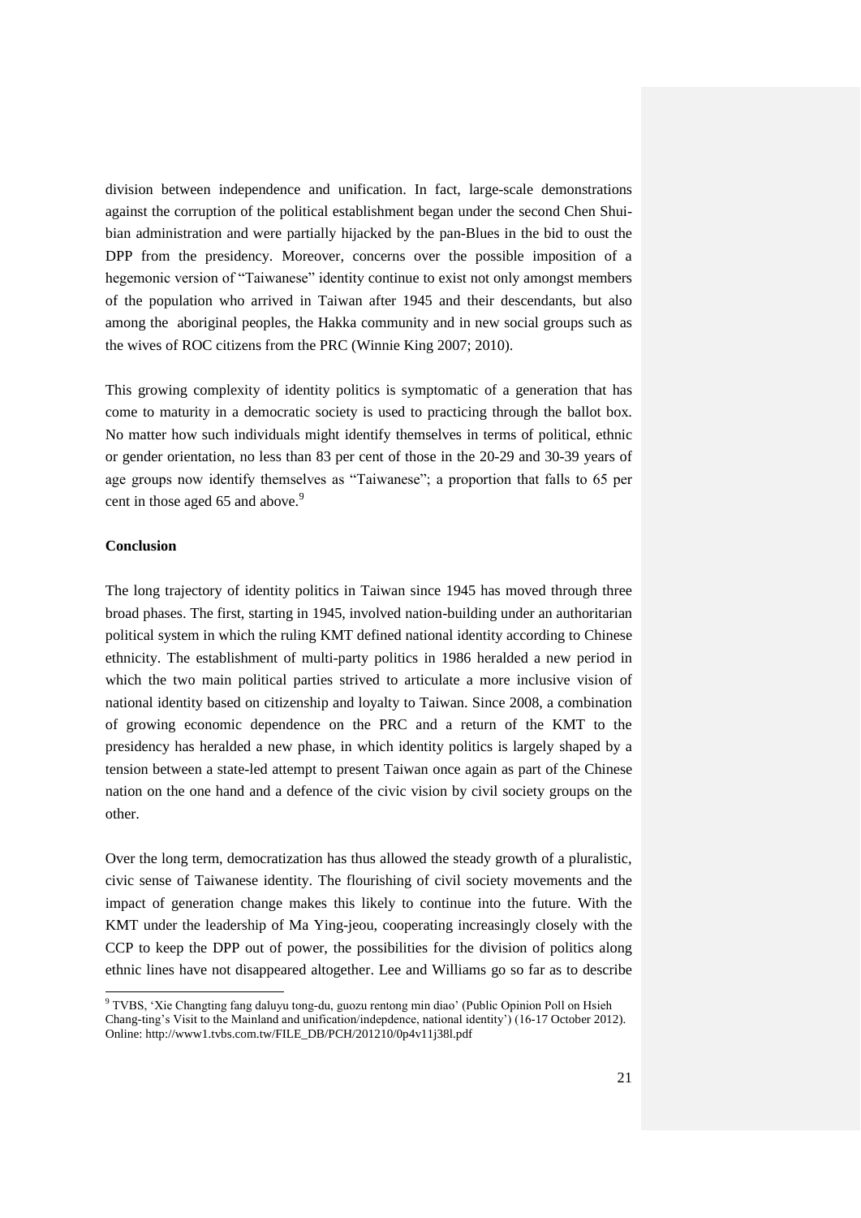division between independence and unification. In fact, large-scale demonstrations against the corruption of the political establishment began under the second Chen Shui-bian administration and were partially hijacked by the pan-Blues in the bid to oust the DPP from the presidency. Moreover, concerns over the possible imposition of a hegemonic version of "Taiwanese" identity continue to exist not only amongst members of the population who arrived in Taiwan after 1945 and their descendants, but also among the aboriginal peoples, the Hakka community and in new social groups such as the wives of ROC citizens from the PRC (Winnie King 2007; 2010).

This growing complexity of identity politics is symptomatic of a generation that has come to maturity in a democratic society is used to practicing through the ballot box. No matter how such individuals might identify themselves in terms of political, ethnic or gender orientation, no less than 83 per cent of those in the 20-29 and 30-39 years of age groups now identify themselves as "Taiwanese"; a proportion that falls to 65 per cent in those aged 65 and above.[9]

## Conclusion

The long trajectory of identity politics in Taiwan since 1945 has moved through three broad phases. The first, starting in 1945, involved nation-building under an authoritarian political system in which the ruling KMT defined national identity according to Chinese ethnicity. The establishment of multi-party politics in 1986 heralded a new period in which the two main political parties strived to articulate a more inclusive vision of national identity based on citizenship and loyalty to Taiwan. Since 2008, a combination of growing economic dependence on the PRC and a return of the KMT to the presidency has heralded a new phase, in which identity politics is largely shaped by a tension between a state-led attempt to present Taiwan once again as part of the Chinese nation on the one hand and a defence of the civic vision by civil society groups on the other.

Over the long term, democratization has thus allowed the steady growth of a pluralistic, civic sense of Taiwanese identity. The flourishing of civil society movements and the impact of generation change makes this likely to continue into the future. With the KMT under the leadership of Ma Ying-jeou, cooperating increasingly closely with the CCP to keep the DPP out of power, the possibilities for the division of politics along ethnic lines have not disappeared altogether. Lee and Williams go so far as to describe

---

[9] TVBS, 'Xie Changting fang daluyu tong-du, guozu rentong min diao' (Public Opinion Poll on Hsieh Chang-ting's Visit to the Mainland and unification/indepdence, national identity') (16-17 October 2012). Online: http://www1.tvbs.com.tw/FILE_DB/PCH/201210/0p4v11j38l.pdf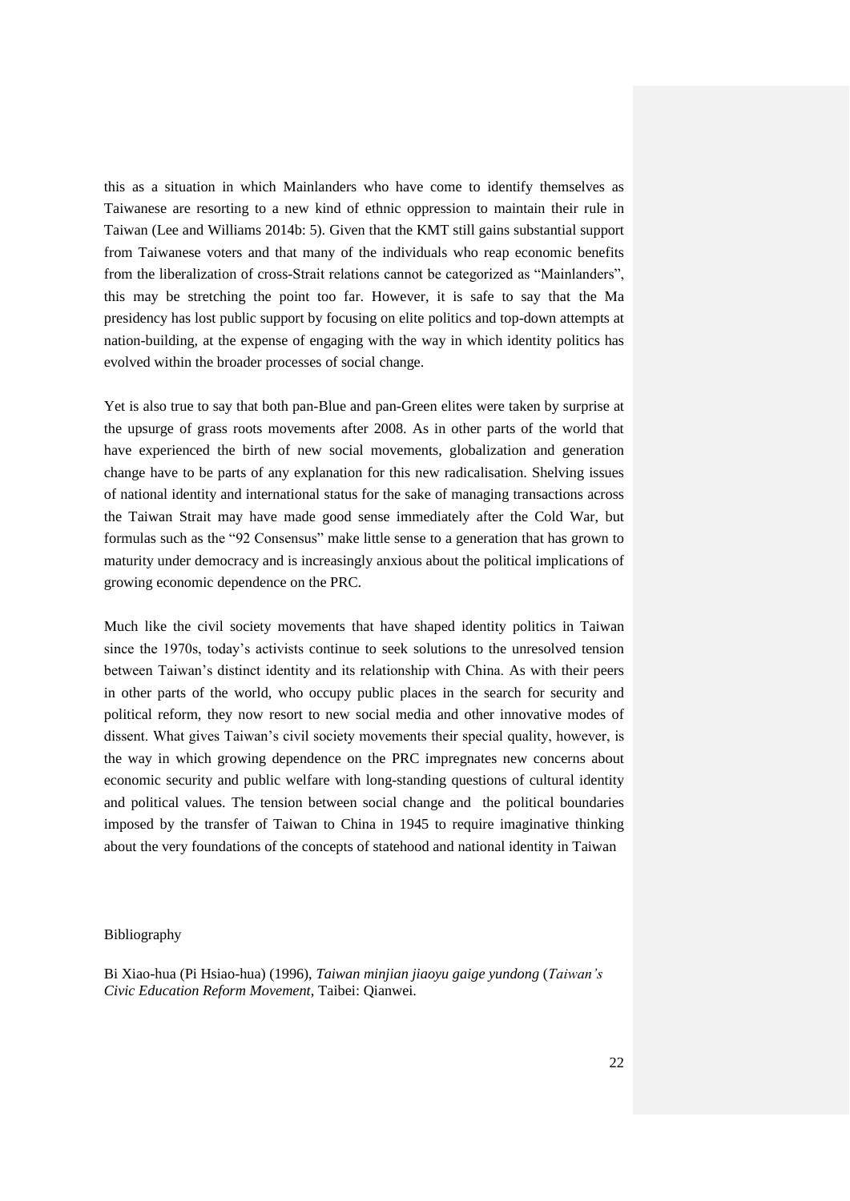this as a situation in which Mainlanders who have come to identify themselves as Taiwanese are resorting to a new kind of ethnic oppression to maintain their rule in Taiwan (Lee and Williams 2014b: 5). Given that the KMT still gains substantial support from Taiwanese voters and that many of the individuals who reap economic benefits from the liberalization of cross-Strait relations cannot be categorized as "Mainlanders", this may be stretching the point too far. However, it is safe to say that the Ma presidency has lost public support by focusing on elite politics and top-down attempts at nation-building, at the expense of engaging with the way in which identity politics has evolved within the broader processes of social change.

Yet is also true to say that both pan-Blue and pan-Green elites were taken by surprise at the upsurge of grass roots movements after 2008. As in other parts of the world that have experienced the birth of new social movements, globalization and generation change have to be parts of any explanation for this new radicalisation. Shelving issues of national identity and international status for the sake of managing transactions across the Taiwan Strait may have made good sense immediately after the Cold War, but formulas such as the "92 Consensus" make little sense to a generation that has grown to maturity under democracy and is increasingly anxious about the political implications of growing economic dependence on the PRC.

Much like the civil society movements that have shaped identity politics in Taiwan since the 1970s, today's activists continue to seek solutions to the unresolved tension between Taiwan's distinct identity and its relationship with China. As with their peers in other parts of the world, who occupy public places in the search for security and political reform, they now resort to new social media and other innovative modes of dissent. What gives Taiwan's civil society movements their special quality, however, is the way in which growing dependence on the PRC impregnates new concerns about economic security and public welfare with long-standing questions of cultural identity and political values. The tension between social change and the political boundaries imposed by the transfer of Taiwan to China in 1945 to require imaginative thinking about the very foundations of the concepts of statehood and national identity in Taiwan

Bibliography

Bi Xiao-hua (Pi Hsiao-hua) (1996), *Taiwan minjian jiaoyu gaige yundong* (*Taiwan's Civic Education Reform Movement*, Taibei: Qianwei.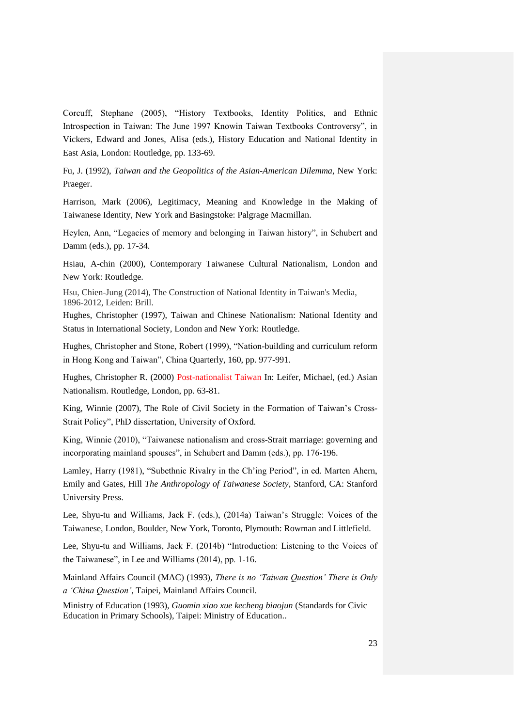Corcuff, Stephane (2005), "History Textbooks, Identity Politics, and Ethnic Introspection in Taiwan: The June 1997 Knowin Taiwan Textbooks Controversy", in Vickers, Edward and Jones, Alisa (eds.), History Education and National Identity in East Asia, London: Routledge, pp. 133-69.

Fu, J. (1992), *Taiwan and the Geopolitics of the Asian-American Dilemma*, New York: Praeger.

Harrison, Mark (2006), Legitimacy, Meaning and Knowledge in the Making of Taiwanese Identity, New York and Basingstoke: Palgrage Macmillan.

Heylen, Ann, "Legacies of memory and belonging in Taiwan history", in Schubert and Damm (eds.), pp. 17-34.

Hsiau, A-chin (2000), Contemporary Taiwanese Cultural Nationalism, London and New York: Routledge.

Hsu, Chien-Jung (2014), The Construction of National Identity in Taiwan's Media, 1896-2012, Leiden: Brill.

Hughes, Christopher (1997), Taiwan and Chinese Nationalism: National Identity and Status in International Society, London and New York: Routledge.

Hughes, Christopher and Stone, Robert (1999), "Nation-building and curriculum reform in Hong Kong and Taiwan", China Quarterly, 160, pp. 977-991.

Hughes, Christopher R. (2000) Post-nationalist Taiwan In: Leifer, Michael, (ed.) Asian Nationalism. Routledge, London, pp. 63-81.

King, Winnie (2007), The Role of Civil Society in the Formation of Taiwan's Cross-Strait Policy", PhD dissertation, University of Oxford.

King, Winnie (2010), "Taiwanese nationalism and cross-Strait marriage: governing and incorporating mainland spouses", in Schubert and Damm (eds.), pp. 176-196.

Lamley, Harry (1981), "Subethnic Rivalry in the Ch'ing Period", in ed. Marten Ahern, Emily and Gates, Hill *The Anthropology of Taiwanese Society*, Stanford, CA: Stanford University Press.

Lee, Shyu-tu and Williams, Jack F. (eds.), (2014a) Taiwan's Struggle: Voices of the Taiwanese, London, Boulder, New York, Toronto, Plymouth: Rowman and Littlefield.

Lee, Shyu-tu and Williams, Jack F. (2014b) "Introduction: Listening to the Voices of the Taiwanese", in Lee and Williams (2014), pp. 1-16.

Mainland Affairs Council (MAC) (1993), *There is no 'Taiwan Question' There is Only a 'China Question'*, Taipei, Mainland Affairs Council.

Ministry of Education (1993), *Guomin xiao xue kecheng biaojun* (Standards for Civic Education in Primary Schools), Taipei: Ministry of Education..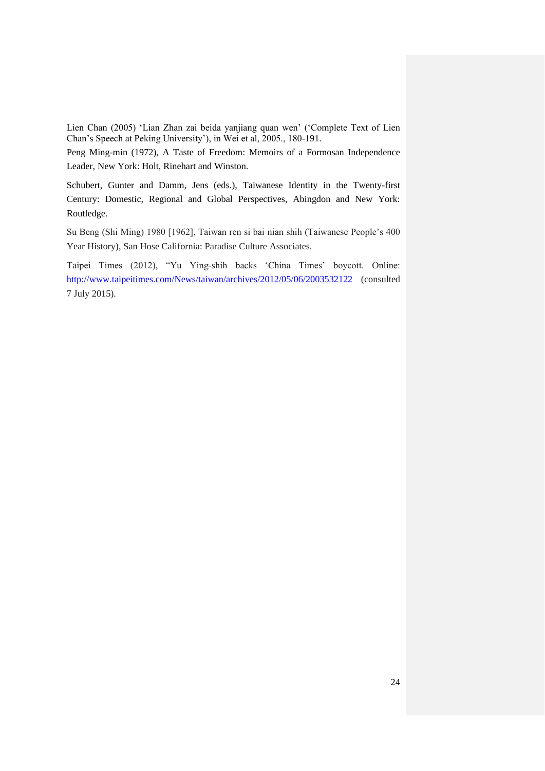Lien Chan (2005) 'Lian Zhan zai beida yanjiang quan wen' ('Complete Text of Lien Chan's Speech at Peking University'), in Wei et al, 2005., 180-191.

Peng Ming-min (1972), A Taste of Freedom: Memoirs of a Formosan Independence Leader, New York: Holt, Rinehart and Winston.

Schubert, Gunter and Damm, Jens (eds.), Taiwanese Identity in the Twenty-first Century: Domestic, Regional and Global Perspectives, Abingdon and New York: Routledge.

Su Beng (Shi Ming) 1980 [1962], Taiwan ren si bai nian shih (Taiwanese People's 400 Year History), San Hose California: Paradise Culture Associates.

Taipei Times (2012), "Yu Ying-shih backs 'China Times' boycott. Online: http://www.taipeitimes.com/News/taiwan/archives/2012/05/06/2003532122 (consulted 7 July 2015).